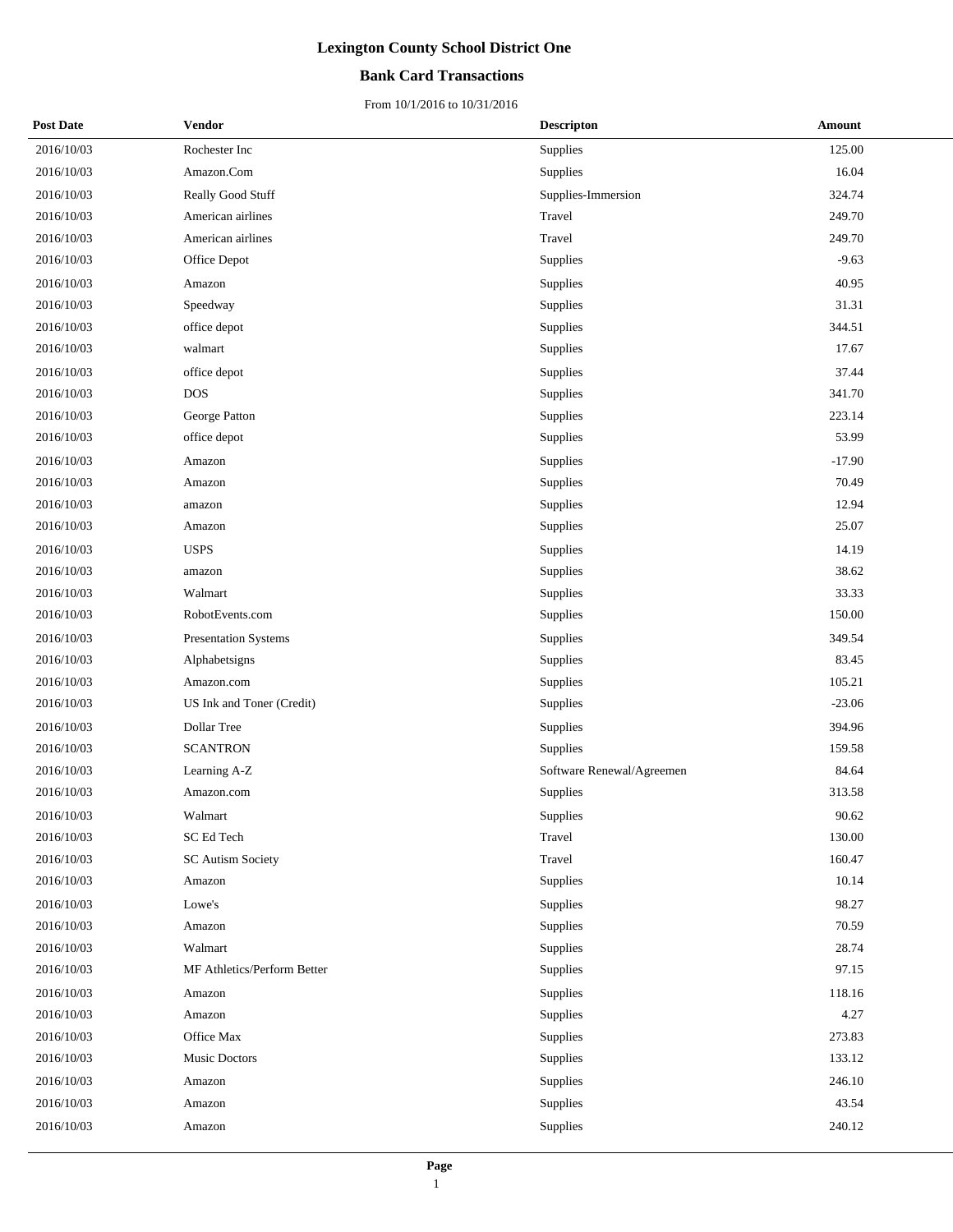# Lexington County School District One

## Bank Card Transactions

From 10/1/2016 to 10/31/2016

| Post Date | Vendor | Descripton | Amount |
|---|---|---|---|
| 2016/10/03 | Rochester Inc | Supplies | 125.00 |
| 2016/10/03 | Amazon.Com | Supplies | 16.04 |
| 2016/10/03 | Really Good Stuff | Supplies-Immersion | 324.74 |
| 2016/10/03 | American airlines | Travel | 249.70 |
| 2016/10/03 | American airlines | Travel | 249.70 |
| 2016/10/03 | Office Depot | Supplies | -9.63 |
| 2016/10/03 | Amazon | Supplies | 40.95 |
| 2016/10/03 | Speedway | Supplies | 31.31 |
| 2016/10/03 | office depot | Supplies | 344.51 |
| 2016/10/03 | walmart | Supplies | 17.67 |
| 2016/10/03 | office depot | Supplies | 37.44 |
| 2016/10/03 | DOS | Supplies | 341.70 |
| 2016/10/03 | George Patton | Supplies | 223.14 |
| 2016/10/03 | office depot | Supplies | 53.99 |
| 2016/10/03 | Amazon | Supplies | -17.90 |
| 2016/10/03 | Amazon | Supplies | 70.49 |
| 2016/10/03 | amazon | Supplies | 12.94 |
| 2016/10/03 | Amazon | Supplies | 25.07 |
| 2016/10/03 | USPS | Supplies | 14.19 |
| 2016/10/03 | amazon | Supplies | 38.62 |
| 2016/10/03 | Walmart | Supplies | 33.33 |
| 2016/10/03 | RobotEvents.com | Supplies | 150.00 |
| 2016/10/03 | Presentation Systems | Supplies | 349.54 |
| 2016/10/03 | Alphabetsigns | Supplies | 83.45 |
| 2016/10/03 | Amazon.com | Supplies | 105.21 |
| 2016/10/03 | US Ink and Toner (Credit) | Supplies | -23.06 |
| 2016/10/03 | Dollar Tree | Supplies | 394.96 |
| 2016/10/03 | SCANTRON | Supplies | 159.58 |
| 2016/10/03 | Learning A-Z | Software Renewal/Agreemen | 84.64 |
| 2016/10/03 | Amazon.com | Supplies | 313.58 |
| 2016/10/03 | Walmart | Supplies | 90.62 |
| 2016/10/03 | SC Ed Tech | Travel | 130.00 |
| 2016/10/03 | SC Autism Society | Travel | 160.47 |
| 2016/10/03 | Amazon | Supplies | 10.14 |
| 2016/10/03 | Lowe's | Supplies | 98.27 |
| 2016/10/03 | Amazon | Supplies | 70.59 |
| 2016/10/03 | Walmart | Supplies | 28.74 |
| 2016/10/03 | MF Athletics/Perform Better | Supplies | 97.15 |
| 2016/10/03 | Amazon | Supplies | 118.16 |
| 2016/10/03 | Amazon | Supplies | 4.27 |
| 2016/10/03 | Office Max | Supplies | 273.83 |
| 2016/10/03 | Music Doctors | Supplies | 133.12 |
| 2016/10/03 | Amazon | Supplies | 246.10 |
| 2016/10/03 | Amazon | Supplies | 43.54 |
| 2016/10/03 | Amazon | Supplies | 240.12 |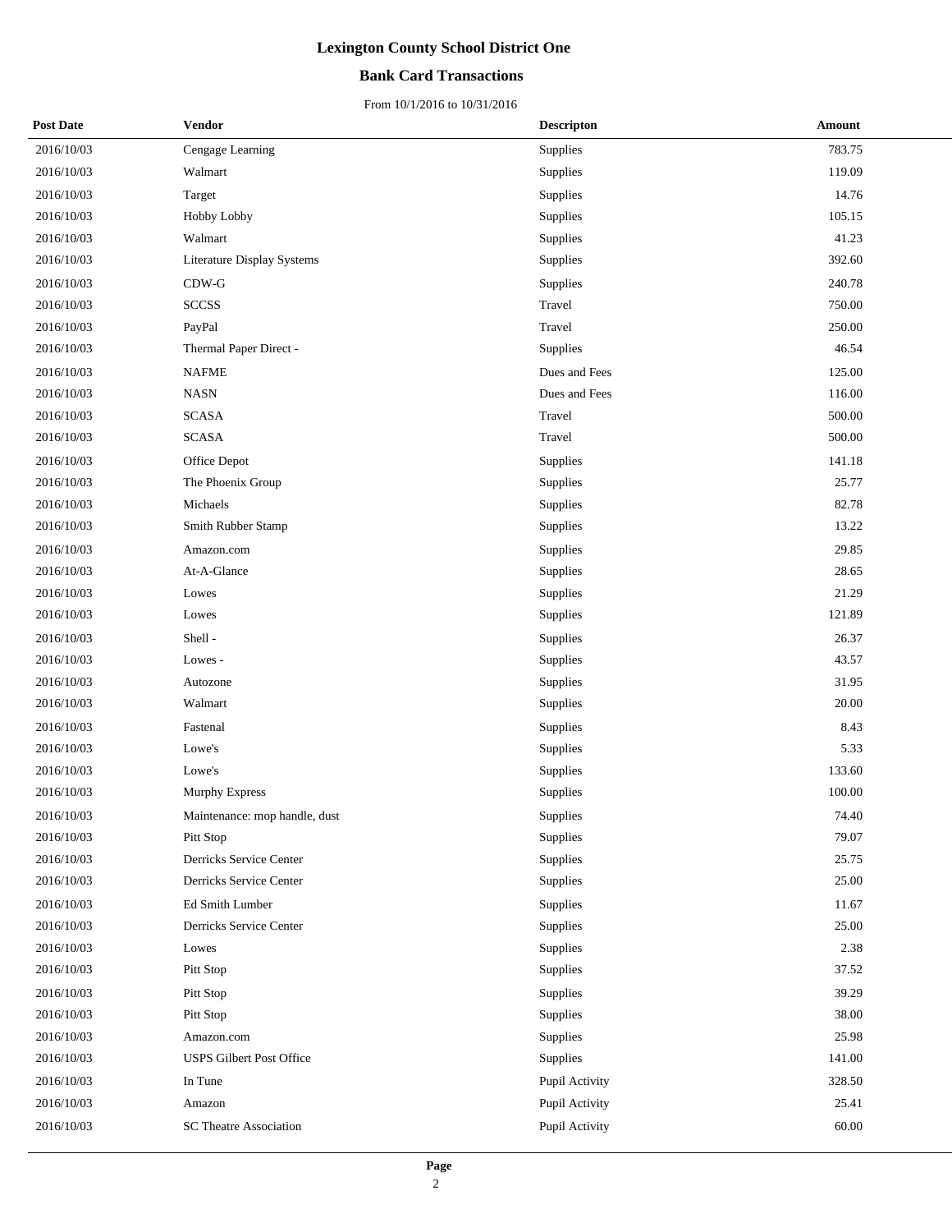# Lexington County School District One

## Bank Card Transactions

From 10/1/2016 to 10/31/2016

| Post Date | Vendor | Descripton | Amount |
|---|---|---|---|
| 2016/10/03 | Cengage Learning | Supplies | 783.75 |
| 2016/10/03 | Walmart | Supplies | 119.09 |
| 2016/10/03 | Target | Supplies | 14.76 |
| 2016/10/03 | Hobby Lobby | Supplies | 105.15 |
| 2016/10/03 | Walmart | Supplies | 41.23 |
| 2016/10/03 | Literature Display Systems | Supplies | 392.60 |
| 2016/10/03 | CDW-G | Supplies | 240.78 |
| 2016/10/03 | SCCSS | Travel | 750.00 |
| 2016/10/03 | PayPal | Travel | 250.00 |
| 2016/10/03 | Thermal Paper Direct - | Supplies | 46.54 |
| 2016/10/03 | NAFME | Dues and Fees | 125.00 |
| 2016/10/03 | NASN | Dues and Fees | 116.00 |
| 2016/10/03 | SCASA | Travel | 500.00 |
| 2016/10/03 | SCASA | Travel | 500.00 |
| 2016/10/03 | Office Depot | Supplies | 141.18 |
| 2016/10/03 | The Phoenix Group | Supplies | 25.77 |
| 2016/10/03 | Michaels | Supplies | 82.78 |
| 2016/10/03 | Smith Rubber Stamp | Supplies | 13.22 |
| 2016/10/03 | Amazon.com | Supplies | 29.85 |
| 2016/10/03 | At-A-Glance | Supplies | 28.65 |
| 2016/10/03 | Lowes | Supplies | 21.29 |
| 2016/10/03 | Lowes | Supplies | 121.89 |
| 2016/10/03 | Shell - | Supplies | 26.37 |
| 2016/10/03 | Lowes - | Supplies | 43.57 |
| 2016/10/03 | Autozone | Supplies | 31.95 |
| 2016/10/03 | Walmart | Supplies | 20.00 |
| 2016/10/03 | Fastenal | Supplies | 8.43 |
| 2016/10/03 | Lowe's | Supplies | 5.33 |
| 2016/10/03 | Lowe's | Supplies | 133.60 |
| 2016/10/03 | Murphy Express | Supplies | 100.00 |
| 2016/10/03 | Maintenance: mop handle, dust | Supplies | 74.40 |
| 2016/10/03 | Pitt Stop | Supplies | 79.07 |
| 2016/10/03 | Derricks Service Center | Supplies | 25.75 |
| 2016/10/03 | Derricks Service Center | Supplies | 25.00 |
| 2016/10/03 | Ed Smith Lumber | Supplies | 11.67 |
| 2016/10/03 | Derricks Service Center | Supplies | 25.00 |
| 2016/10/03 | Lowes | Supplies | 2.38 |
| 2016/10/03 | Pitt Stop | Supplies | 37.52 |
| 2016/10/03 | Pitt Stop | Supplies | 39.29 |
| 2016/10/03 | Pitt Stop | Supplies | 38.00 |
| 2016/10/03 | Amazon.com | Supplies | 25.98 |
| 2016/10/03 | USPS Gilbert Post Office | Supplies | 141.00 |
| 2016/10/03 | In Tune | Pupil Activity | 328.50 |
| 2016/10/03 | Amazon | Pupil Activity | 25.41 |
| 2016/10/03 | SC Theatre Association | Pupil Activity | 60.00 |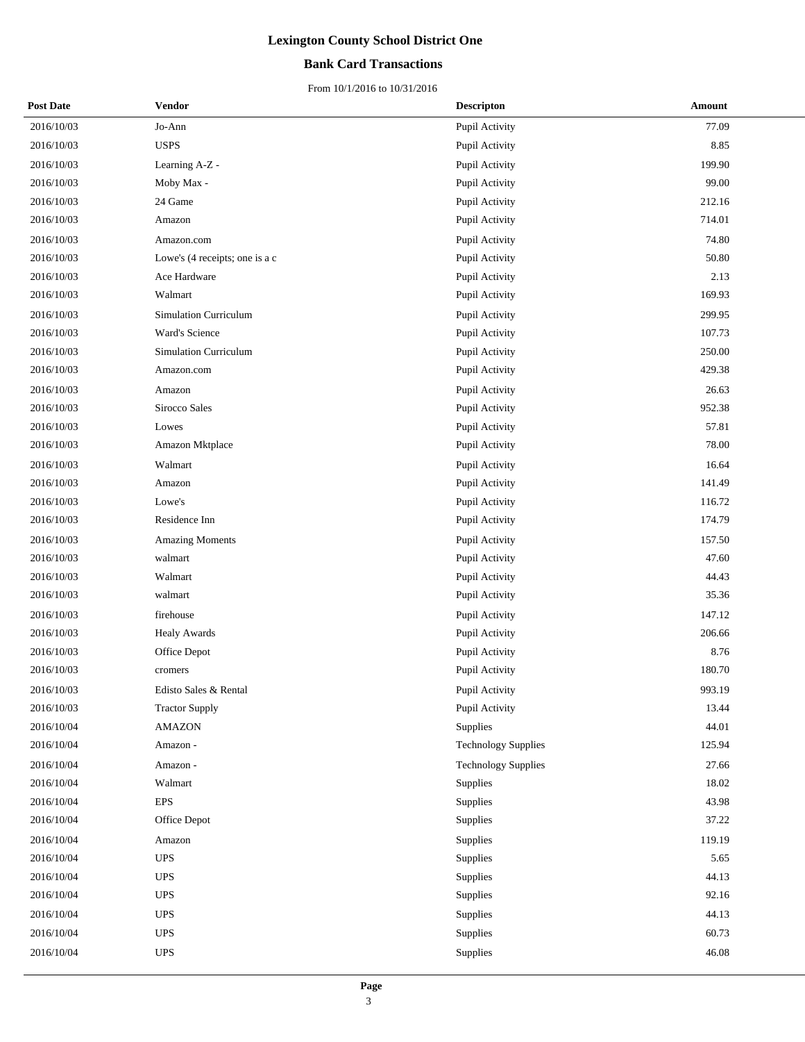# Lexington County School District One

## Bank Card Transactions

From 10/1/2016 to 10/31/2016

| Post Date | Vendor | Descripton | Amount |
|---|---|---|---|
| 2016/10/03 | Jo-Ann | Pupil Activity | 77.09 |
| 2016/10/03 | USPS | Pupil Activity | 8.85 |
| 2016/10/03 | Learning A-Z - | Pupil Activity | 199.90 |
| 2016/10/03 | Moby Max - | Pupil Activity | 99.00 |
| 2016/10/03 | 24 Game | Pupil Activity | 212.16 |
| 2016/10/03 | Amazon | Pupil Activity | 714.01 |
| 2016/10/03 | Amazon.com | Pupil Activity | 74.80 |
| 2016/10/03 | Lowe's (4 receipts; one is a c | Pupil Activity | 50.80 |
| 2016/10/03 | Ace Hardware | Pupil Activity | 2.13 |
| 2016/10/03 | Walmart | Pupil Activity | 169.93 |
| 2016/10/03 | Simulation Curriculum | Pupil Activity | 299.95 |
| 2016/10/03 | Ward's Science | Pupil Activity | 107.73 |
| 2016/10/03 | Simulation Curriculum | Pupil Activity | 250.00 |
| 2016/10/03 | Amazon.com | Pupil Activity | 429.38 |
| 2016/10/03 | Amazon | Pupil Activity | 26.63 |
| 2016/10/03 | Sirocco Sales | Pupil Activity | 952.38 |
| 2016/10/03 | Lowes | Pupil Activity | 57.81 |
| 2016/10/03 | Amazon Mktplace | Pupil Activity | 78.00 |
| 2016/10/03 | Walmart | Pupil Activity | 16.64 |
| 2016/10/03 | Amazon | Pupil Activity | 141.49 |
| 2016/10/03 | Lowe's | Pupil Activity | 116.72 |
| 2016/10/03 | Residence Inn | Pupil Activity | 174.79 |
| 2016/10/03 | Amazing Moments | Pupil Activity | 157.50 |
| 2016/10/03 | walmart | Pupil Activity | 47.60 |
| 2016/10/03 | Walmart | Pupil Activity | 44.43 |
| 2016/10/03 | walmart | Pupil Activity | 35.36 |
| 2016/10/03 | firehouse | Pupil Activity | 147.12 |
| 2016/10/03 | Healy Awards | Pupil Activity | 206.66 |
| 2016/10/03 | Office Depot | Pupil Activity | 8.76 |
| 2016/10/03 | cromers | Pupil Activity | 180.70 |
| 2016/10/03 | Edisto Sales & Rental | Pupil Activity | 993.19 |
| 2016/10/03 | Tractor Supply | Pupil Activity | 13.44 |
| 2016/10/04 | AMAZON | Supplies | 44.01 |
| 2016/10/04 | Amazon - | Technology Supplies | 125.94 |
| 2016/10/04 | Amazon - | Technology Supplies | 27.66 |
| 2016/10/04 | Walmart | Supplies | 18.02 |
| 2016/10/04 | EPS | Supplies | 43.98 |
| 2016/10/04 | Office Depot | Supplies | 37.22 |
| 2016/10/04 | Amazon | Supplies | 119.19 |
| 2016/10/04 | UPS | Supplies | 5.65 |
| 2016/10/04 | UPS | Supplies | 44.13 |
| 2016/10/04 | UPS | Supplies | 92.16 |
| 2016/10/04 | UPS | Supplies | 44.13 |
| 2016/10/04 | UPS | Supplies | 60.73 |
| 2016/10/04 | UPS | Supplies | 46.08 |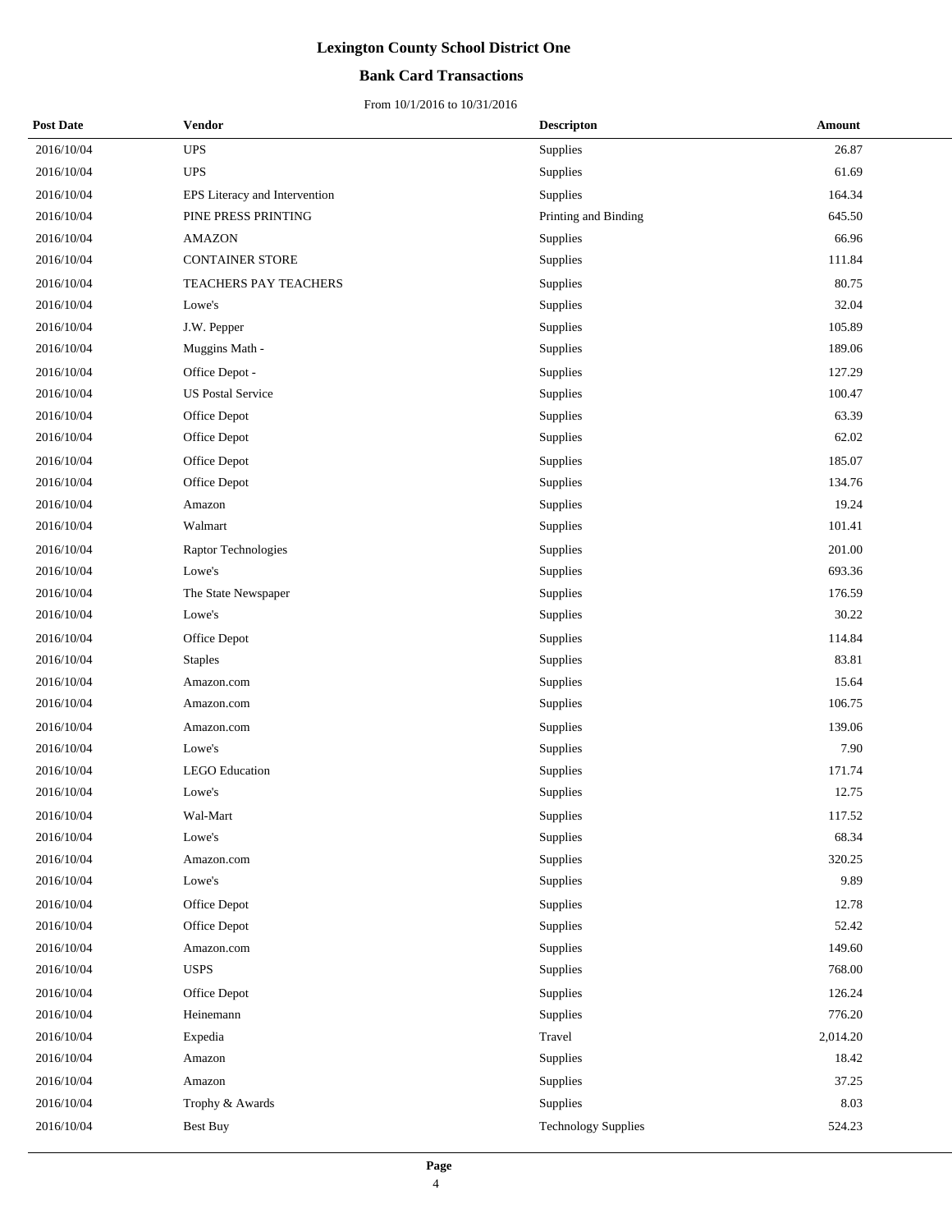# Lexington County School District One

## Bank Card Transactions

From 10/1/2016 to 10/31/2016

| Post Date | Vendor | Descripton | Amount |
|---|---|---|---|
| 2016/10/04 | UPS | Supplies | 26.87 |
| 2016/10/04 | UPS | Supplies | 61.69 |
| 2016/10/04 | EPS Literacy and Intervention | Supplies | 164.34 |
| 2016/10/04 | PINE PRESS PRINTING | Printing and Binding | 645.50 |
| 2016/10/04 | AMAZON | Supplies | 66.96 |
| 2016/10/04 | CONTAINER STORE | Supplies | 111.84 |
| 2016/10/04 | TEACHERS PAY TEACHERS | Supplies | 80.75 |
| 2016/10/04 | Lowe's | Supplies | 32.04 |
| 2016/10/04 | J.W. Pepper | Supplies | 105.89 |
| 2016/10/04 | Muggins Math - | Supplies | 189.06 |
| 2016/10/04 | Office Depot - | Supplies | 127.29 |
| 2016/10/04 | US Postal Service | Supplies | 100.47 |
| 2016/10/04 | Office Depot | Supplies | 63.39 |
| 2016/10/04 | Office Depot | Supplies | 62.02 |
| 2016/10/04 | Office Depot | Supplies | 185.07 |
| 2016/10/04 | Office Depot | Supplies | 134.76 |
| 2016/10/04 | Amazon | Supplies | 19.24 |
| 2016/10/04 | Walmart | Supplies | 101.41 |
| 2016/10/04 | Raptor Technologies | Supplies | 201.00 |
| 2016/10/04 | Lowe's | Supplies | 693.36 |
| 2016/10/04 | The State Newspaper | Supplies | 176.59 |
| 2016/10/04 | Lowe's | Supplies | 30.22 |
| 2016/10/04 | Office Depot | Supplies | 114.84 |
| 2016/10/04 | Staples | Supplies | 83.81 |
| 2016/10/04 | Amazon.com | Supplies | 15.64 |
| 2016/10/04 | Amazon.com | Supplies | 106.75 |
| 2016/10/04 | Amazon.com | Supplies | 139.06 |
| 2016/10/04 | Lowe's | Supplies | 7.90 |
| 2016/10/04 | LEGO Education | Supplies | 171.74 |
| 2016/10/04 | Lowe's | Supplies | 12.75 |
| 2016/10/04 | Wal-Mart | Supplies | 117.52 |
| 2016/10/04 | Lowe's | Supplies | 68.34 |
| 2016/10/04 | Amazon.com | Supplies | 320.25 |
| 2016/10/04 | Lowe's | Supplies | 9.89 |
| 2016/10/04 | Office Depot | Supplies | 12.78 |
| 2016/10/04 | Office Depot | Supplies | 52.42 |
| 2016/10/04 | Amazon.com | Supplies | 149.60 |
| 2016/10/04 | USPS | Supplies | 768.00 |
| 2016/10/04 | Office Depot | Supplies | 126.24 |
| 2016/10/04 | Heinemann | Supplies | 776.20 |
| 2016/10/04 | Expedia | Travel | 2,014.20 |
| 2016/10/04 | Amazon | Supplies | 18.42 |
| 2016/10/04 | Amazon | Supplies | 37.25 |
| 2016/10/04 | Trophy & Awards | Supplies | 8.03 |
| 2016/10/04 | Best Buy | Technology Supplies | 524.23 |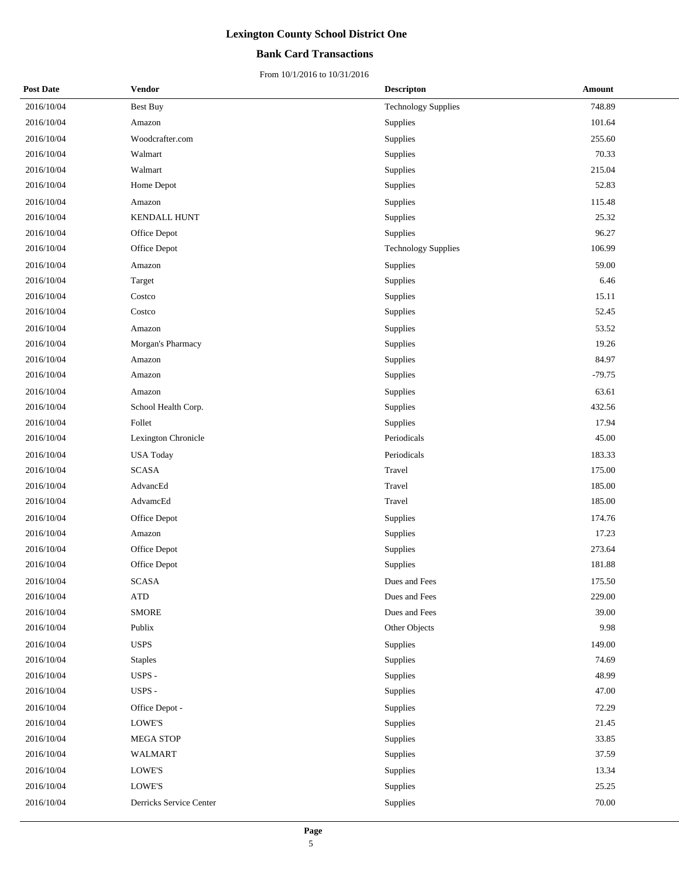# Lexington County School District One

## Bank Card Transactions

From 10/1/2016 to 10/31/2016

| Post Date | Vendor | Descripton | Amount |
|---|---|---|---|
| 2016/10/04 | Best Buy | Technology Supplies | 748.89 |
| 2016/10/04 | Amazon | Supplies | 101.64 |
| 2016/10/04 | Woodcrafter.com | Supplies | 255.60 |
| 2016/10/04 | Walmart | Supplies | 70.33 |
| 2016/10/04 | Walmart | Supplies | 215.04 |
| 2016/10/04 | Home Depot | Supplies | 52.83 |
| 2016/10/04 | Amazon | Supplies | 115.48 |
| 2016/10/04 | KENDALL HUNT | Supplies | 25.32 |
| 2016/10/04 | Office Depot | Supplies | 96.27 |
| 2016/10/04 | Office Depot | Technology Supplies | 106.99 |
| 2016/10/04 | Amazon | Supplies | 59.00 |
| 2016/10/04 | Target | Supplies | 6.46 |
| 2016/10/04 | Costco | Supplies | 15.11 |
| 2016/10/04 | Costco | Supplies | 52.45 |
| 2016/10/04 | Amazon | Supplies | 53.52 |
| 2016/10/04 | Morgan's Pharmacy | Supplies | 19.26 |
| 2016/10/04 | Amazon | Supplies | 84.97 |
| 2016/10/04 | Amazon | Supplies | -79.75 |
| 2016/10/04 | Amazon | Supplies | 63.61 |
| 2016/10/04 | School Health Corp. | Supplies | 432.56 |
| 2016/10/04 | Follet | Supplies | 17.94 |
| 2016/10/04 | Lexington Chronicle | Periodicals | 45.00 |
| 2016/10/04 | USA Today | Periodicals | 183.33 |
| 2016/10/04 | SCASA | Travel | 175.00 |
| 2016/10/04 | AdvancEd | Travel | 185.00 |
| 2016/10/04 | AdvamcEd | Travel | 185.00 |
| 2016/10/04 | Office Depot | Supplies | 174.76 |
| 2016/10/04 | Amazon | Supplies | 17.23 |
| 2016/10/04 | Office Depot | Supplies | 273.64 |
| 2016/10/04 | Office Depot | Supplies | 181.88 |
| 2016/10/04 | SCASA | Dues and Fees | 175.50 |
| 2016/10/04 | ATD | Dues and Fees | 229.00 |
| 2016/10/04 | SMORE | Dues and Fees | 39.00 |
| 2016/10/04 | Publix | Other Objects | 9.98 |
| 2016/10/04 | USPS | Supplies | 149.00 |
| 2016/10/04 | Staples | Supplies | 74.69 |
| 2016/10/04 | USPS - | Supplies | 48.99 |
| 2016/10/04 | USPS - | Supplies | 47.00 |
| 2016/10/04 | Office Depot - | Supplies | 72.29 |
| 2016/10/04 | LOWE'S | Supplies | 21.45 |
| 2016/10/04 | MEGA STOP | Supplies | 33.85 |
| 2016/10/04 | WALMART | Supplies | 37.59 |
| 2016/10/04 | LOWE'S | Supplies | 13.34 |
| 2016/10/04 | LOWE'S | Supplies | 25.25 |
| 2016/10/04 | Derricks Service Center | Supplies | 70.00 |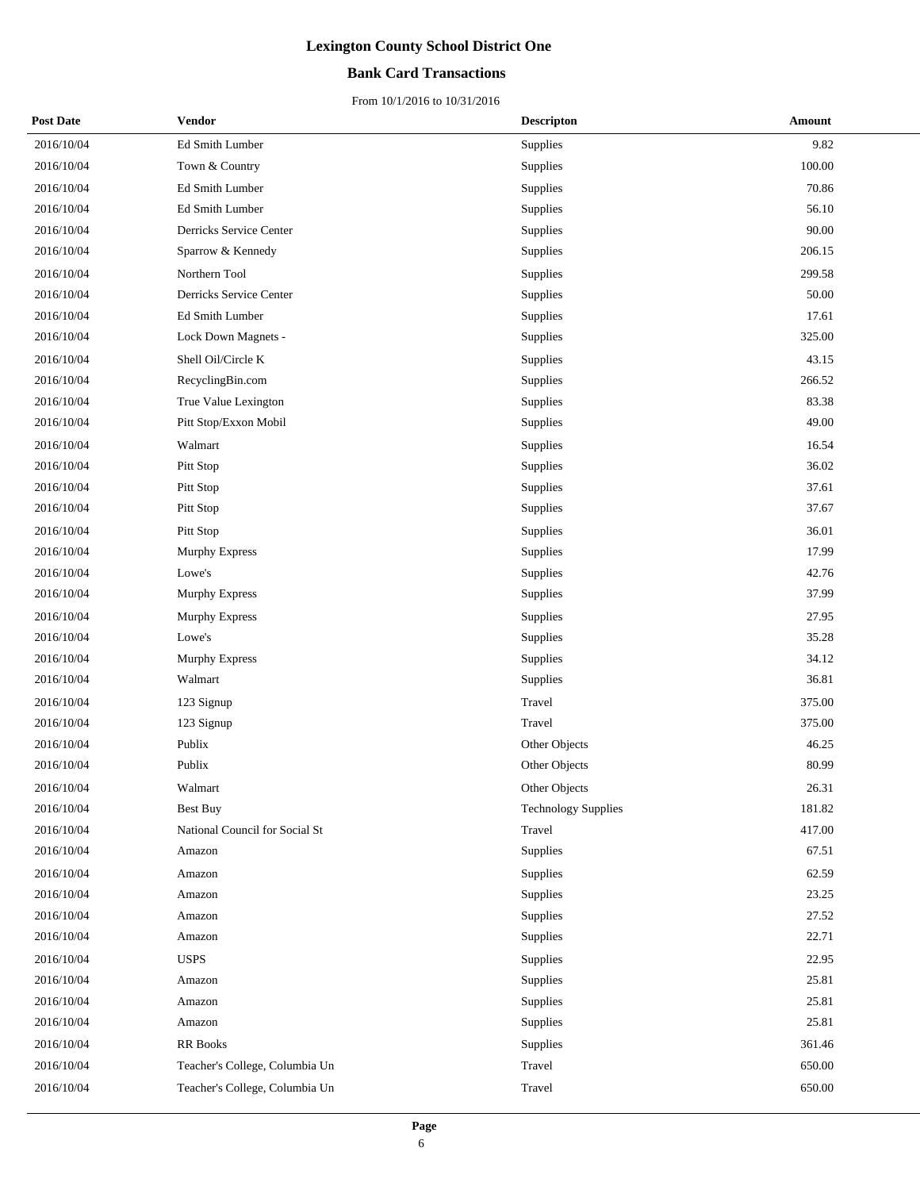# Lexington County School District One

## Bank Card Transactions

From 10/1/2016 to 10/31/2016

| Post Date | Vendor | Descripton | Amount |
|---|---|---|---|
| 2016/10/04 | Ed Smith Lumber | Supplies | 9.82 |
| 2016/10/04 | Town & Country | Supplies | 100.00 |
| 2016/10/04 | Ed Smith Lumber | Supplies | 70.86 |
| 2016/10/04 | Ed Smith Lumber | Supplies | 56.10 |
| 2016/10/04 | Derricks Service Center | Supplies | 90.00 |
| 2016/10/04 | Sparrow & Kennedy | Supplies | 206.15 |
| 2016/10/04 | Northern Tool | Supplies | 299.58 |
| 2016/10/04 | Derricks Service Center | Supplies | 50.00 |
| 2016/10/04 | Ed Smith Lumber | Supplies | 17.61 |
| 2016/10/04 | Lock Down Magnets - | Supplies | 325.00 |
| 2016/10/04 | Shell Oil/Circle K | Supplies | 43.15 |
| 2016/10/04 | RecyclingBin.com | Supplies | 266.52 |
| 2016/10/04 | True Value Lexington | Supplies | 83.38 |
| 2016/10/04 | Pitt Stop/Exxon Mobil | Supplies | 49.00 |
| 2016/10/04 | Walmart | Supplies | 16.54 |
| 2016/10/04 | Pitt Stop | Supplies | 36.02 |
| 2016/10/04 | Pitt Stop | Supplies | 37.61 |
| 2016/10/04 | Pitt Stop | Supplies | 37.67 |
| 2016/10/04 | Pitt Stop | Supplies | 36.01 |
| 2016/10/04 | Murphy Express | Supplies | 17.99 |
| 2016/10/04 | Lowe's | Supplies | 42.76 |
| 2016/10/04 | Murphy Express | Supplies | 37.99 |
| 2016/10/04 | Murphy Express | Supplies | 27.95 |
| 2016/10/04 | Lowe's | Supplies | 35.28 |
| 2016/10/04 | Murphy Express | Supplies | 34.12 |
| 2016/10/04 | Walmart | Supplies | 36.81 |
| 2016/10/04 | 123 Signup | Travel | 375.00 |
| 2016/10/04 | 123 Signup | Travel | 375.00 |
| 2016/10/04 | Publix | Other Objects | 46.25 |
| 2016/10/04 | Publix | Other Objects | 80.99 |
| 2016/10/04 | Walmart | Other Objects | 26.31 |
| 2016/10/04 | Best Buy | Technology Supplies | 181.82 |
| 2016/10/04 | National Council for Social St | Travel | 417.00 |
| 2016/10/04 | Amazon | Supplies | 67.51 |
| 2016/10/04 | Amazon | Supplies | 62.59 |
| 2016/10/04 | Amazon | Supplies | 23.25 |
| 2016/10/04 | Amazon | Supplies | 27.52 |
| 2016/10/04 | Amazon | Supplies | 22.71 |
| 2016/10/04 | USPS | Supplies | 22.95 |
| 2016/10/04 | Amazon | Supplies | 25.81 |
| 2016/10/04 | Amazon | Supplies | 25.81 |
| 2016/10/04 | Amazon | Supplies | 25.81 |
| 2016/10/04 | RR Books | Supplies | 361.46 |
| 2016/10/04 | Teacher's College, Columbia Un | Travel | 650.00 |
| 2016/10/04 | Teacher's College, Columbia Un | Travel | 650.00 |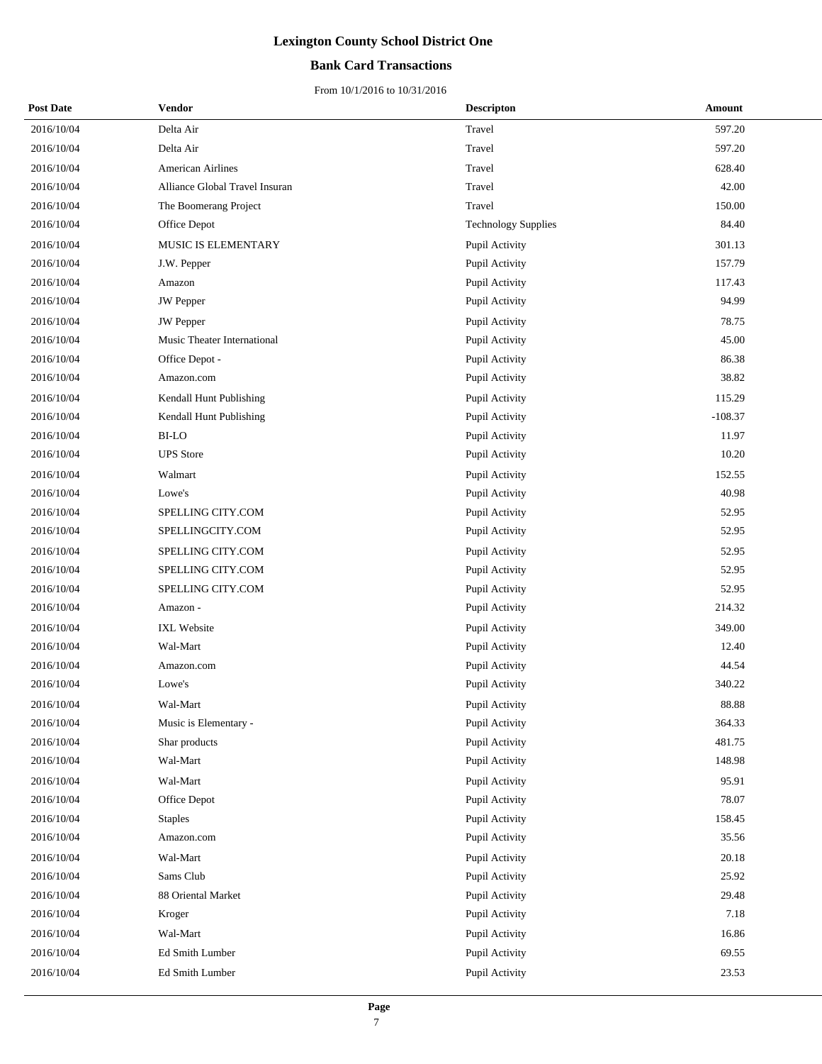# Lexington County School District One

## Bank Card Transactions

From 10/1/2016 to 10/31/2016

| Post Date | Vendor | Descripton | Amount |
|---|---|---|---|
| 2016/10/04 | Delta Air | Travel | 597.20 |
| 2016/10/04 | Delta Air | Travel | 597.20 |
| 2016/10/04 | American Airlines | Travel | 628.40 |
| 2016/10/04 | Alliance Global Travel Insuran | Travel | 42.00 |
| 2016/10/04 | The Boomerang Project | Travel | 150.00 |
| 2016/10/04 | Office Depot | Technology Supplies | 84.40 |
| 2016/10/04 | MUSIC IS ELEMENTARY | Pupil Activity | 301.13 |
| 2016/10/04 | J.W. Pepper | Pupil Activity | 157.79 |
| 2016/10/04 | Amazon | Pupil Activity | 117.43 |
| 2016/10/04 | JW Pepper | Pupil Activity | 94.99 |
| 2016/10/04 | JW Pepper | Pupil Activity | 78.75 |
| 2016/10/04 | Music Theater International | Pupil Activity | 45.00 |
| 2016/10/04 | Office Depot - | Pupil Activity | 86.38 |
| 2016/10/04 | Amazon.com | Pupil Activity | 38.82 |
| 2016/10/04 | Kendall Hunt Publishing | Pupil Activity | 115.29 |
| 2016/10/04 | Kendall Hunt Publishing | Pupil Activity | -108.37 |
| 2016/10/04 | BI-LO | Pupil Activity | 11.97 |
| 2016/10/04 | UPS Store | Pupil Activity | 10.20 |
| 2016/10/04 | Walmart | Pupil Activity | 152.55 |
| 2016/10/04 | Lowe's | Pupil Activity | 40.98 |
| 2016/10/04 | SPELLING CITY.COM | Pupil Activity | 52.95 |
| 2016/10/04 | SPELLINGCITY.COM | Pupil Activity | 52.95 |
| 2016/10/04 | SPELLING CITY.COM | Pupil Activity | 52.95 |
| 2016/10/04 | SPELLING CITY.COM | Pupil Activity | 52.95 |
| 2016/10/04 | SPELLING CITY.COM | Pupil Activity | 52.95 |
| 2016/10/04 | Amazon - | Pupil Activity | 214.32 |
| 2016/10/04 | IXL Website | Pupil Activity | 349.00 |
| 2016/10/04 | Wal-Mart | Pupil Activity | 12.40 |
| 2016/10/04 | Amazon.com | Pupil Activity | 44.54 |
| 2016/10/04 | Lowe's | Pupil Activity | 340.22 |
| 2016/10/04 | Wal-Mart | Pupil Activity | 88.88 |
| 2016/10/04 | Music is Elementary - | Pupil Activity | 364.33 |
| 2016/10/04 | Shar products | Pupil Activity | 481.75 |
| 2016/10/04 | Wal-Mart | Pupil Activity | 148.98 |
| 2016/10/04 | Wal-Mart | Pupil Activity | 95.91 |
| 2016/10/04 | Office Depot | Pupil Activity | 78.07 |
| 2016/10/04 | Staples | Pupil Activity | 158.45 |
| 2016/10/04 | Amazon.com | Pupil Activity | 35.56 |
| 2016/10/04 | Wal-Mart | Pupil Activity | 20.18 |
| 2016/10/04 | Sams Club | Pupil Activity | 25.92 |
| 2016/10/04 | 88 Oriental Market | Pupil Activity | 29.48 |
| 2016/10/04 | Kroger | Pupil Activity | 7.18 |
| 2016/10/04 | Wal-Mart | Pupil Activity | 16.86 |
| 2016/10/04 | Ed Smith Lumber | Pupil Activity | 69.55 |
| 2016/10/04 | Ed Smith Lumber | Pupil Activity | 23.53 |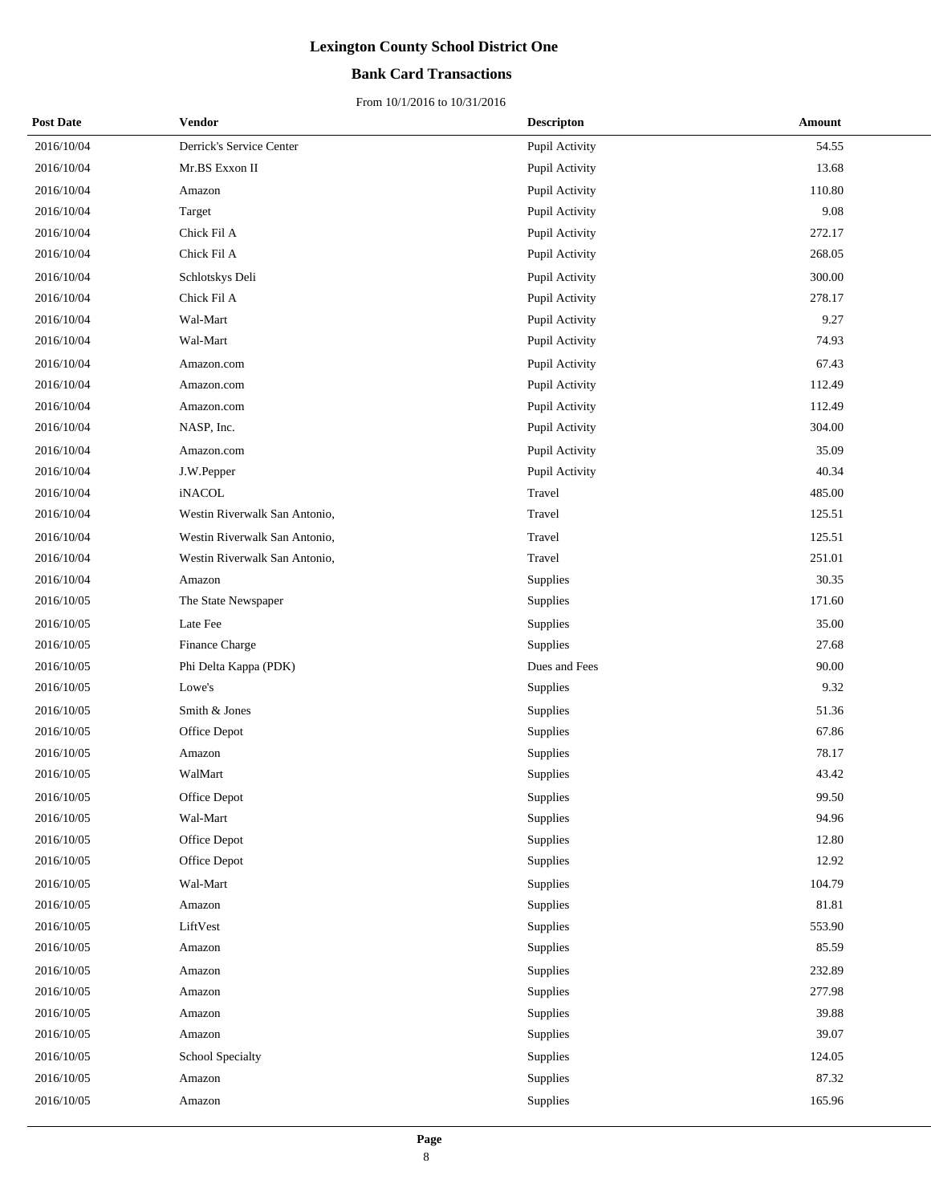# Lexington County School District One

## Bank Card Transactions

From 10/1/2016 to 10/31/2016

| Post Date | Vendor | Descripton | Amount |
|---|---|---|---|
| 2016/10/04 | Derrick's Service Center | Pupil Activity | 54.55 |
| 2016/10/04 | Mr.BS Exxon II | Pupil Activity | 13.68 |
| 2016/10/04 | Amazon | Pupil Activity | 110.80 |
| 2016/10/04 | Target | Pupil Activity | 9.08 |
| 2016/10/04 | Chick Fil A | Pupil Activity | 272.17 |
| 2016/10/04 | Chick Fil A | Pupil Activity | 268.05 |
| 2016/10/04 | Schlotskys Deli | Pupil Activity | 300.00 |
| 2016/10/04 | Chick Fil A | Pupil Activity | 278.17 |
| 2016/10/04 | Wal-Mart | Pupil Activity | 9.27 |
| 2016/10/04 | Wal-Mart | Pupil Activity | 74.93 |
| 2016/10/04 | Amazon.com | Pupil Activity | 67.43 |
| 2016/10/04 | Amazon.com | Pupil Activity | 112.49 |
| 2016/10/04 | Amazon.com | Pupil Activity | 112.49 |
| 2016/10/04 | NASP, Inc. | Pupil Activity | 304.00 |
| 2016/10/04 | Amazon.com | Pupil Activity | 35.09 |
| 2016/10/04 | J.W.Pepper | Pupil Activity | 40.34 |
| 2016/10/04 | iNACOL | Travel | 485.00 |
| 2016/10/04 | Westin Riverwalk San Antonio, | Travel | 125.51 |
| 2016/10/04 | Westin Riverwalk San Antonio, | Travel | 125.51 |
| 2016/10/04 | Westin Riverwalk San Antonio, | Travel | 251.01 |
| 2016/10/04 | Amazon | Supplies | 30.35 |
| 2016/10/05 | The State Newspaper | Supplies | 171.60 |
| 2016/10/05 | Late Fee | Supplies | 35.00 |
| 2016/10/05 | Finance Charge | Supplies | 27.68 |
| 2016/10/05 | Phi Delta Kappa (PDK) | Dues and Fees | 90.00 |
| 2016/10/05 | Lowe's | Supplies | 9.32 |
| 2016/10/05 | Smith & Jones | Supplies | 51.36 |
| 2016/10/05 | Office Depot | Supplies | 67.86 |
| 2016/10/05 | Amazon | Supplies | 78.17 |
| 2016/10/05 | WalMart | Supplies | 43.42 |
| 2016/10/05 | Office Depot | Supplies | 99.50 |
| 2016/10/05 | Wal-Mart | Supplies | 94.96 |
| 2016/10/05 | Office Depot | Supplies | 12.80 |
| 2016/10/05 | Office Depot | Supplies | 12.92 |
| 2016/10/05 | Wal-Mart | Supplies | 104.79 |
| 2016/10/05 | Amazon | Supplies | 81.81 |
| 2016/10/05 | LiftVest | Supplies | 553.90 |
| 2016/10/05 | Amazon | Supplies | 85.59 |
| 2016/10/05 | Amazon | Supplies | 232.89 |
| 2016/10/05 | Amazon | Supplies | 277.98 |
| 2016/10/05 | Amazon | Supplies | 39.88 |
| 2016/10/05 | Amazon | Supplies | 39.07 |
| 2016/10/05 | School Specialty | Supplies | 124.05 |
| 2016/10/05 | Amazon | Supplies | 87.32 |
| 2016/10/05 | Amazon | Supplies | 165.96 |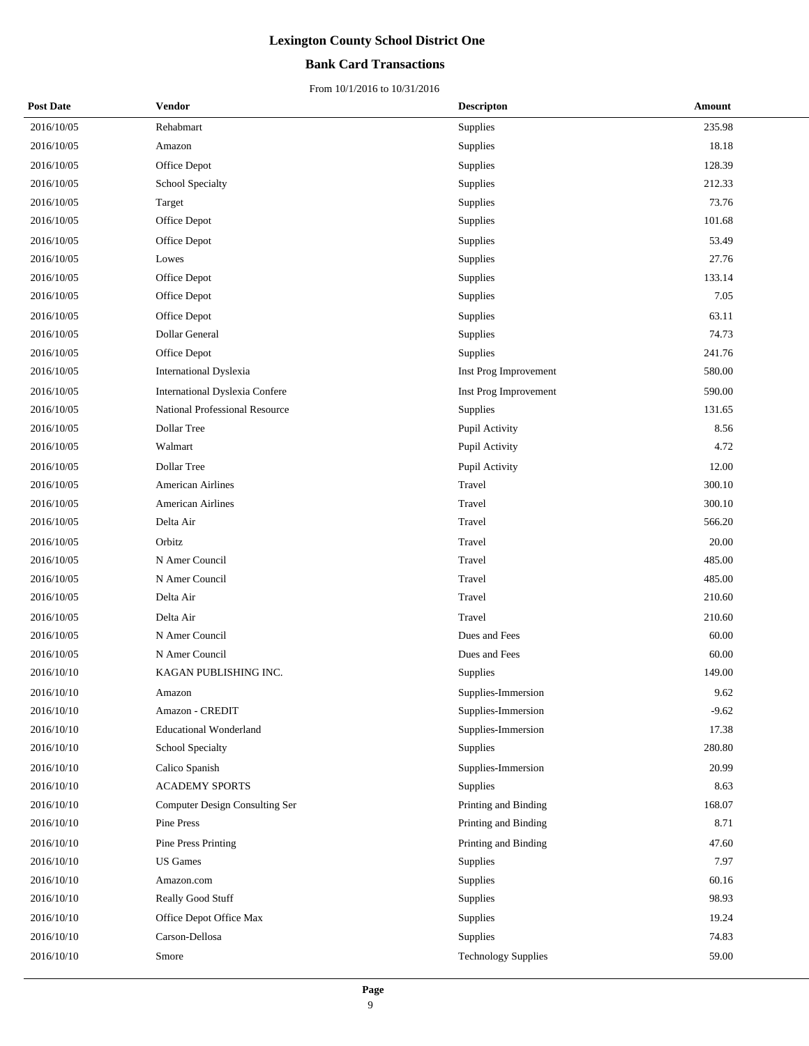# Lexington County School District One

## Bank Card Transactions

From 10/1/2016 to 10/31/2016

| Post Date | Vendor | Descripton | Amount |
|---|---|---|---|
| 2016/10/05 | Rehabmart | Supplies | 235.98 |
| 2016/10/05 | Amazon | Supplies | 18.18 |
| 2016/10/05 | Office Depot | Supplies | 128.39 |
| 2016/10/05 | School Specialty | Supplies | 212.33 |
| 2016/10/05 | Target | Supplies | 73.76 |
| 2016/10/05 | Office Depot | Supplies | 101.68 |
| 2016/10/05 | Office Depot | Supplies | 53.49 |
| 2016/10/05 | Lowes | Supplies | 27.76 |
| 2016/10/05 | Office Depot | Supplies | 133.14 |
| 2016/10/05 | Office Depot | Supplies | 7.05 |
| 2016/10/05 | Office Depot | Supplies | 63.11 |
| 2016/10/05 | Dollar General | Supplies | 74.73 |
| 2016/10/05 | Office Depot | Supplies | 241.76 |
| 2016/10/05 | International Dyslexia | Inst Prog Improvement | 580.00 |
| 2016/10/05 | International Dyslexia Confere | Inst Prog Improvement | 590.00 |
| 2016/10/05 | National Professional Resource | Supplies | 131.65 |
| 2016/10/05 | Dollar Tree | Pupil Activity | 8.56 |
| 2016/10/05 | Walmart | Pupil Activity | 4.72 |
| 2016/10/05 | Dollar Tree | Pupil Activity | 12.00 |
| 2016/10/05 | American Airlines | Travel | 300.10 |
| 2016/10/05 | American Airlines | Travel | 300.10 |
| 2016/10/05 | Delta Air | Travel | 566.20 |
| 2016/10/05 | Orbitz | Travel | 20.00 |
| 2016/10/05 | N Amer Council | Travel | 485.00 |
| 2016/10/05 | N Amer Council | Travel | 485.00 |
| 2016/10/05 | Delta Air | Travel | 210.60 |
| 2016/10/05 | Delta Air | Travel | 210.60 |
| 2016/10/05 | N Amer Council | Dues and Fees | 60.00 |
| 2016/10/05 | N Amer Council | Dues and Fees | 60.00 |
| 2016/10/10 | KAGAN PUBLISHING INC. | Supplies | 149.00 |
| 2016/10/10 | Amazon | Supplies-Immersion | 9.62 |
| 2016/10/10 | Amazon - CREDIT | Supplies-Immersion | -9.62 |
| 2016/10/10 | Educational Wonderland | Supplies-Immersion | 17.38 |
| 2016/10/10 | School Specialty | Supplies | 280.80 |
| 2016/10/10 | Calico Spanish | Supplies-Immersion | 20.99 |
| 2016/10/10 | ACADEMY SPORTS | Supplies | 8.63 |
| 2016/10/10 | Computer Design Consulting Ser | Printing and Binding | 168.07 |
| 2016/10/10 | Pine Press | Printing and Binding | 8.71 |
| 2016/10/10 | Pine Press Printing | Printing and Binding | 47.60 |
| 2016/10/10 | US Games | Supplies | 7.97 |
| 2016/10/10 | Amazon.com | Supplies | 60.16 |
| 2016/10/10 | Really Good Stuff | Supplies | 98.93 |
| 2016/10/10 | Office Depot Office Max | Supplies | 19.24 |
| 2016/10/10 | Carson-Dellosa | Supplies | 74.83 |
| 2016/10/10 | Smore | Technology Supplies | 59.00 |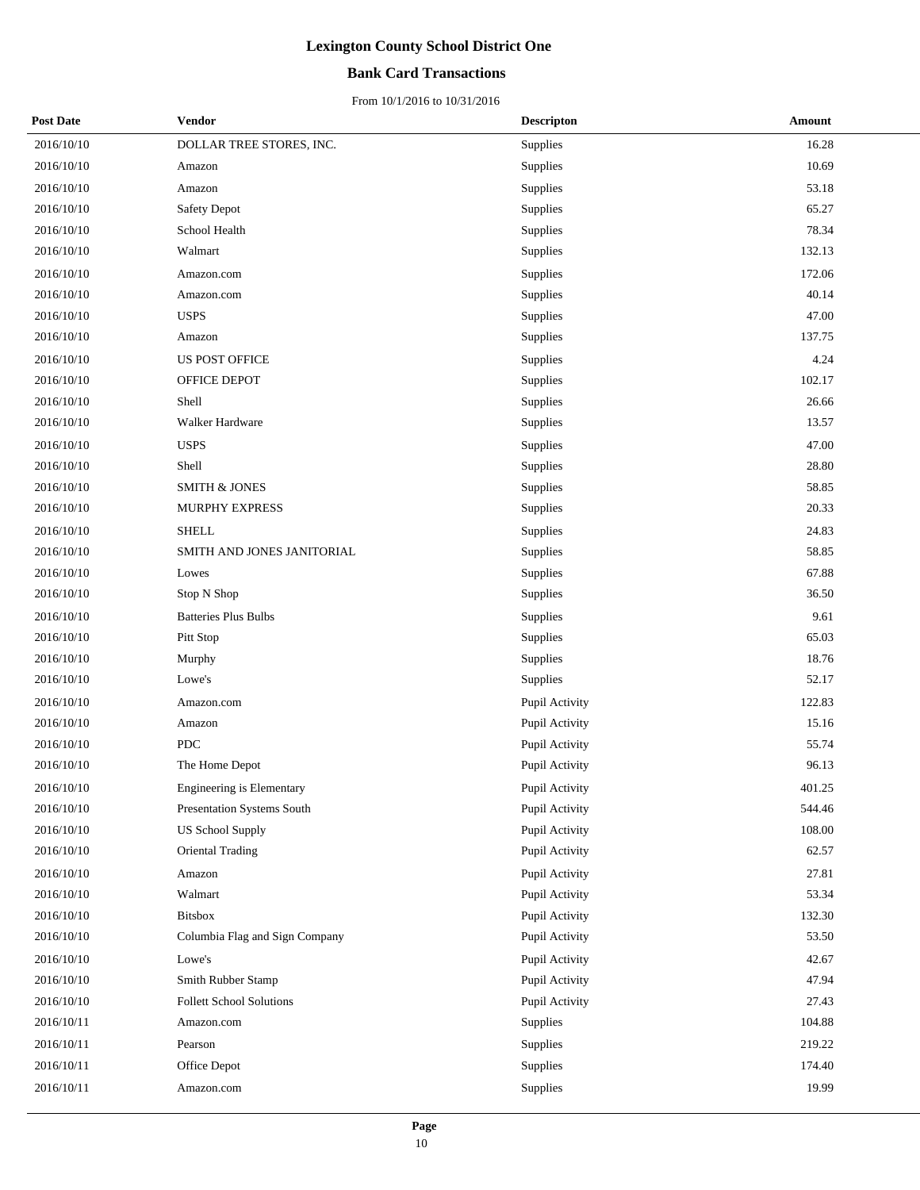# Lexington County School District One

## Bank Card Transactions

From 10/1/2016 to 10/31/2016

| Post Date | Vendor | Descripton | Amount |
|---|---|---|---|
| 2016/10/10 | DOLLAR TREE STORES, INC. | Supplies | 16.28 |
| 2016/10/10 | Amazon | Supplies | 10.69 |
| 2016/10/10 | Amazon | Supplies | 53.18 |
| 2016/10/10 | Safety Depot | Supplies | 65.27 |
| 2016/10/10 | School Health | Supplies | 78.34 |
| 2016/10/10 | Walmart | Supplies | 132.13 |
| 2016/10/10 | Amazon.com | Supplies | 172.06 |
| 2016/10/10 | Amazon.com | Supplies | 40.14 |
| 2016/10/10 | USPS | Supplies | 47.00 |
| 2016/10/10 | Amazon | Supplies | 137.75 |
| 2016/10/10 | US POST OFFICE | Supplies | 4.24 |
| 2016/10/10 | OFFICE DEPOT | Supplies | 102.17 |
| 2016/10/10 | Shell | Supplies | 26.66 |
| 2016/10/10 | Walker Hardware | Supplies | 13.57 |
| 2016/10/10 | USPS | Supplies | 47.00 |
| 2016/10/10 | Shell | Supplies | 28.80 |
| 2016/10/10 | SMITH & JONES | Supplies | 58.85 |
| 2016/10/10 | MURPHY EXPRESS | Supplies | 20.33 |
| 2016/10/10 | SHELL | Supplies | 24.83 |
| 2016/10/10 | SMITH AND JONES JANITORIAL | Supplies | 58.85 |
| 2016/10/10 | Lowes | Supplies | 67.88 |
| 2016/10/10 | Stop N Shop | Supplies | 36.50 |
| 2016/10/10 | Batteries Plus Bulbs | Supplies | 9.61 |
| 2016/10/10 | Pitt Stop | Supplies | 65.03 |
| 2016/10/10 | Murphy | Supplies | 18.76 |
| 2016/10/10 | Lowe's | Supplies | 52.17 |
| 2016/10/10 | Amazon.com | Pupil Activity | 122.83 |
| 2016/10/10 | Amazon | Pupil Activity | 15.16 |
| 2016/10/10 | PDC | Pupil Activity | 55.74 |
| 2016/10/10 | The Home Depot | Pupil Activity | 96.13 |
| 2016/10/10 | Engineering is Elementary | Pupil Activity | 401.25 |
| 2016/10/10 | Presentation Systems South | Pupil Activity | 544.46 |
| 2016/10/10 | US School Supply | Pupil Activity | 108.00 |
| 2016/10/10 | Oriental Trading | Pupil Activity | 62.57 |
| 2016/10/10 | Amazon | Pupil Activity | 27.81 |
| 2016/10/10 | Walmart | Pupil Activity | 53.34 |
| 2016/10/10 | Bitsbox | Pupil Activity | 132.30 |
| 2016/10/10 | Columbia Flag and Sign Company | Pupil Activity | 53.50 |
| 2016/10/10 | Lowe's | Pupil Activity | 42.67 |
| 2016/10/10 | Smith Rubber Stamp | Pupil Activity | 47.94 |
| 2016/10/10 | Follett School Solutions | Pupil Activity | 27.43 |
| 2016/10/11 | Amazon.com | Supplies | 104.88 |
| 2016/10/11 | Pearson | Supplies | 219.22 |
| 2016/10/11 | Office Depot | Supplies | 174.40 |
| 2016/10/11 | Amazon.com | Supplies | 19.99 |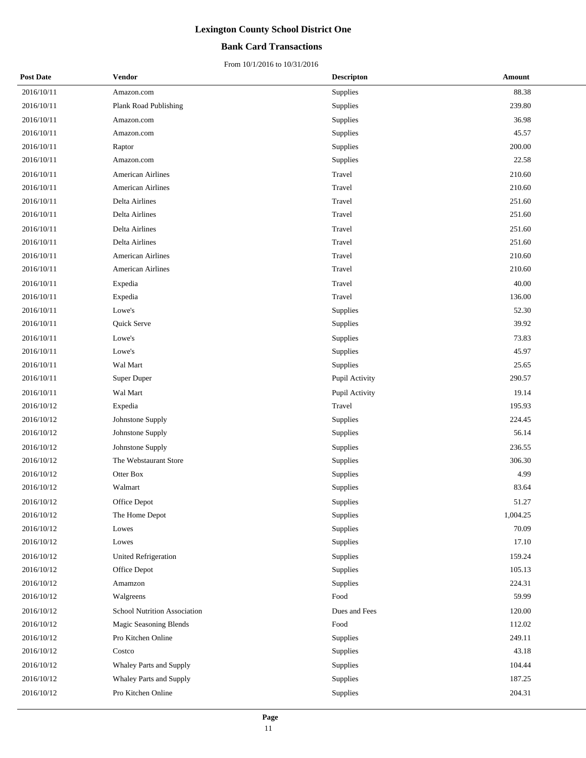# Lexington County School District One

## Bank Card Transactions

From 10/1/2016 to 10/31/2016

| Post Date | Vendor | Descripton | Amount |
|---|---|---|---|
| 2016/10/11 | Amazon.com | Supplies | 88.38 |
| 2016/10/11 | Plank Road Publishing | Supplies | 239.80 |
| 2016/10/11 | Amazon.com | Supplies | 36.98 |
| 2016/10/11 | Amazon.com | Supplies | 45.57 |
| 2016/10/11 | Raptor | Supplies | 200.00 |
| 2016/10/11 | Amazon.com | Supplies | 22.58 |
| 2016/10/11 | American Airlines | Travel | 210.60 |
| 2016/10/11 | American Airlines | Travel | 210.60 |
| 2016/10/11 | Delta Airlines | Travel | 251.60 |
| 2016/10/11 | Delta Airlines | Travel | 251.60 |
| 2016/10/11 | Delta Airlines | Travel | 251.60 |
| 2016/10/11 | Delta Airlines | Travel | 251.60 |
| 2016/10/11 | American Airlines | Travel | 210.60 |
| 2016/10/11 | American Airlines | Travel | 210.60 |
| 2016/10/11 | Expedia | Travel | 40.00 |
| 2016/10/11 | Expedia | Travel | 136.00 |
| 2016/10/11 | Lowe's | Supplies | 52.30 |
| 2016/10/11 | Quick Serve | Supplies | 39.92 |
| 2016/10/11 | Lowe's | Supplies | 73.83 |
| 2016/10/11 | Lowe's | Supplies | 45.97 |
| 2016/10/11 | Wal Mart | Supplies | 25.65 |
| 2016/10/11 | Super Duper | Pupil Activity | 290.57 |
| 2016/10/11 | Wal Mart | Pupil Activity | 19.14 |
| 2016/10/12 | Expedia | Travel | 195.93 |
| 2016/10/12 | Johnstone Supply | Supplies | 224.45 |
| 2016/10/12 | Johnstone Supply | Supplies | 56.14 |
| 2016/10/12 | Johnstone Supply | Supplies | 236.55 |
| 2016/10/12 | The Webstaurant Store | Supplies | 306.30 |
| 2016/10/12 | Otter Box | Supplies | 4.99 |
| 2016/10/12 | Walmart | Supplies | 83.64 |
| 2016/10/12 | Office Depot | Supplies | 51.27 |
| 2016/10/12 | The Home Depot | Supplies | 1,004.25 |
| 2016/10/12 | Lowes | Supplies | 70.09 |
| 2016/10/12 | Lowes | Supplies | 17.10 |
| 2016/10/12 | United Refrigeration | Supplies | 159.24 |
| 2016/10/12 | Office Depot | Supplies | 105.13 |
| 2016/10/12 | Amamzon | Supplies | 224.31 |
| 2016/10/12 | Walgreens | Food | 59.99 |
| 2016/10/12 | School Nutrition Association | Dues and Fees | 120.00 |
| 2016/10/12 | Magic Seasoning Blends | Food | 112.02 |
| 2016/10/12 | Pro Kitchen Online | Supplies | 249.11 |
| 2016/10/12 | Costco | Supplies | 43.18 |
| 2016/10/12 | Whaley Parts and Supply | Supplies | 104.44 |
| 2016/10/12 | Whaley Parts and Supply | Supplies | 187.25 |
| 2016/10/12 | Pro Kitchen Online | Supplies | 204.31 |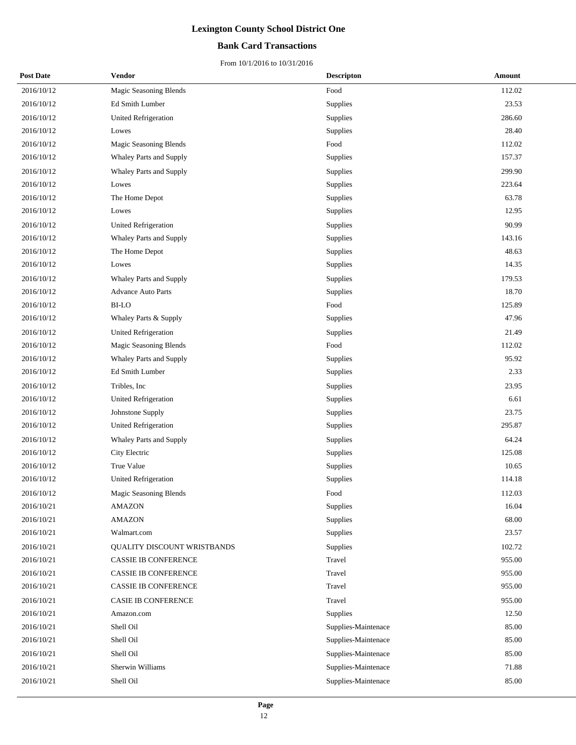# Lexington County School District One

## Bank Card Transactions

From 10/1/2016 to 10/31/2016

| Post Date | Vendor | Descripton | Amount |
|---|---|---|---|
| 2016/10/12 | Magic Seasoning Blends | Food | 112.02 |
| 2016/10/12 | Ed Smith Lumber | Supplies | 23.53 |
| 2016/10/12 | United Refrigeration | Supplies | 286.60 |
| 2016/10/12 | Lowes | Supplies | 28.40 |
| 2016/10/12 | Magic Seasoning Blends | Food | 112.02 |
| 2016/10/12 | Whaley Parts and Supply | Supplies | 157.37 |
| 2016/10/12 | Whaley Parts and Supply | Supplies | 299.90 |
| 2016/10/12 | Lowes | Supplies | 223.64 |
| 2016/10/12 | The Home Depot | Supplies | 63.78 |
| 2016/10/12 | Lowes | Supplies | 12.95 |
| 2016/10/12 | United Refrigeration | Supplies | 90.99 |
| 2016/10/12 | Whaley Parts and Supply | Supplies | 143.16 |
| 2016/10/12 | The Home Depot | Supplies | 48.63 |
| 2016/10/12 | Lowes | Supplies | 14.35 |
| 2016/10/12 | Whaley Parts and Supply | Supplies | 179.53 |
| 2016/10/12 | Advance Auto Parts | Supplies | 18.70 |
| 2016/10/12 | BI-LO | Food | 125.89 |
| 2016/10/12 | Whaley Parts & Supply | Supplies | 47.96 |
| 2016/10/12 | United Refrigeration | Supplies | 21.49 |
| 2016/10/12 | Magic Seasoning Blends | Food | 112.02 |
| 2016/10/12 | Whaley Parts and Supply | Supplies | 95.92 |
| 2016/10/12 | Ed Smith Lumber | Supplies | 2.33 |
| 2016/10/12 | Tribles, Inc | Supplies | 23.95 |
| 2016/10/12 | United Refrigeration | Supplies | 6.61 |
| 2016/10/12 | Johnstone Supply | Supplies | 23.75 |
| 2016/10/12 | United Refrigeration | Supplies | 295.87 |
| 2016/10/12 | Whaley Parts and Supply | Supplies | 64.24 |
| 2016/10/12 | City Electric | Supplies | 125.08 |
| 2016/10/12 | True Value | Supplies | 10.65 |
| 2016/10/12 | United Refrigeration | Supplies | 114.18 |
| 2016/10/12 | Magic Seasoning Blends | Food | 112.03 |
| 2016/10/21 | AMAZON | Supplies | 16.04 |
| 2016/10/21 | AMAZON | Supplies | 68.00 |
| 2016/10/21 | Walmart.com | Supplies | 23.57 |
| 2016/10/21 | QUALITY DISCOUNT WRISTBANDS | Supplies | 102.72 |
| 2016/10/21 | CASSIE IB CONFERENCE | Travel | 955.00 |
| 2016/10/21 | CASSIE IB CONFERENCE | Travel | 955.00 |
| 2016/10/21 | CASSIE IB CONFERENCE | Travel | 955.00 |
| 2016/10/21 | CASIE IB CONFERENCE | Travel | 955.00 |
| 2016/10/21 | Amazon.com | Supplies | 12.50 |
| 2016/10/21 | Shell Oil | Supplies-Maintenace | 85.00 |
| 2016/10/21 | Shell Oil | Supplies-Maintenace | 85.00 |
| 2016/10/21 | Shell Oil | Supplies-Maintenace | 85.00 |
| 2016/10/21 | Sherwin Williams | Supplies-Maintenace | 71.88 |
| 2016/10/21 | Shell Oil | Supplies-Maintenace | 85.00 |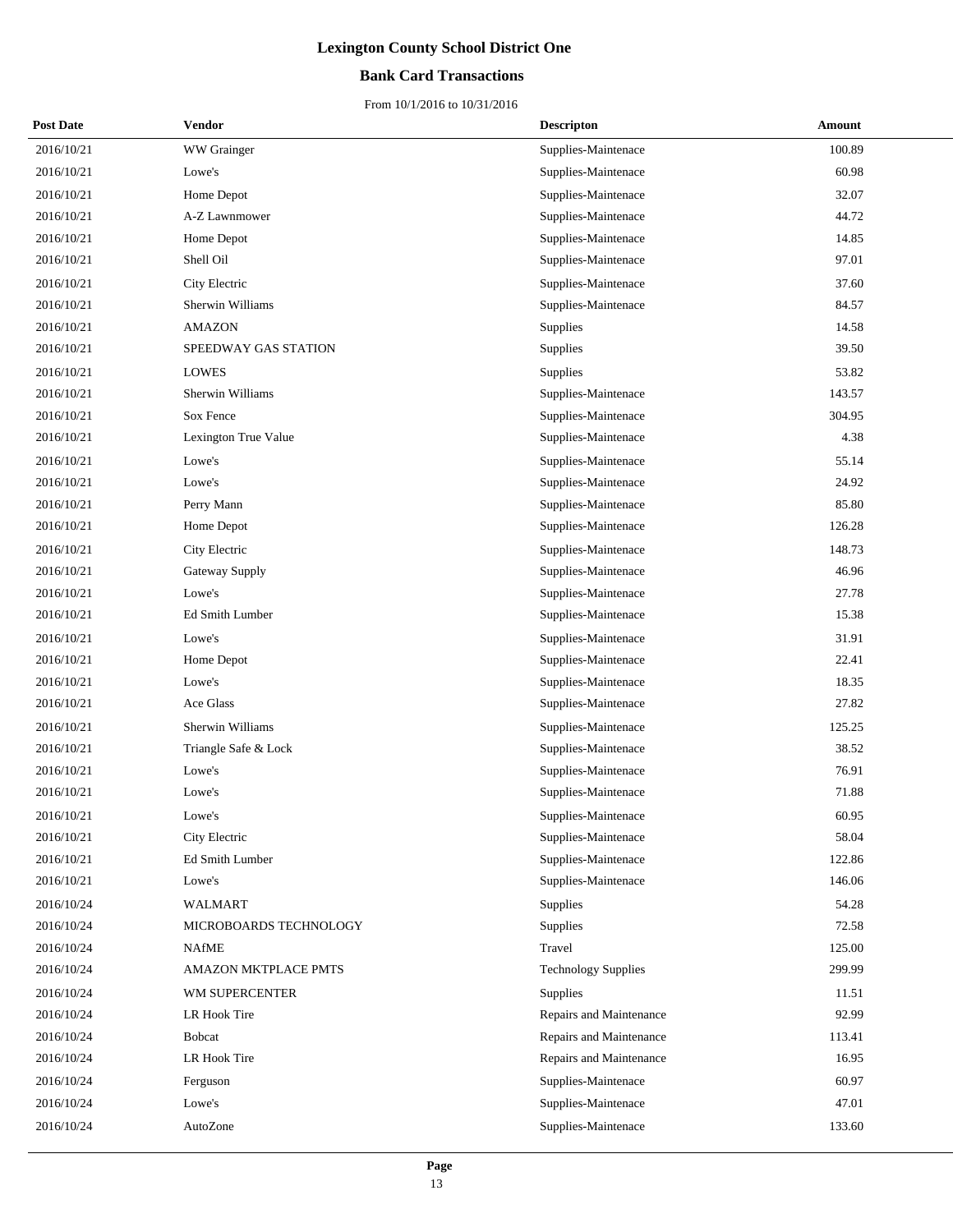# Lexington County School District One

## Bank Card Transactions

From 10/1/2016 to 10/31/2016

| Post Date | Vendor | Descripton | Amount |
|---|---|---|---|
| 2016/10/21 | WW Grainger | Supplies-Maintenace | 100.89 |
| 2016/10/21 | Lowe's | Supplies-Maintenace | 60.98 |
| 2016/10/21 | Home Depot | Supplies-Maintenace | 32.07 |
| 2016/10/21 | A-Z Lawnmower | Supplies-Maintenace | 44.72 |
| 2016/10/21 | Home Depot | Supplies-Maintenace | 14.85 |
| 2016/10/21 | Shell Oil | Supplies-Maintenace | 97.01 |
| 2016/10/21 | City Electric | Supplies-Maintenace | 37.60 |
| 2016/10/21 | Sherwin Williams | Supplies-Maintenace | 84.57 |
| 2016/10/21 | AMAZON | Supplies | 14.58 |
| 2016/10/21 | SPEEDWAY GAS STATION | Supplies | 39.50 |
| 2016/10/21 | LOWES | Supplies | 53.82 |
| 2016/10/21 | Sherwin Williams | Supplies-Maintenace | 143.57 |
| 2016/10/21 | Sox Fence | Supplies-Maintenace | 304.95 |
| 2016/10/21 | Lexington True Value | Supplies-Maintenace | 4.38 |
| 2016/10/21 | Lowe's | Supplies-Maintenace | 55.14 |
| 2016/10/21 | Lowe's | Supplies-Maintenace | 24.92 |
| 2016/10/21 | Perry Mann | Supplies-Maintenace | 85.80 |
| 2016/10/21 | Home Depot | Supplies-Maintenace | 126.28 |
| 2016/10/21 | City Electric | Supplies-Maintenace | 148.73 |
| 2016/10/21 | Gateway Supply | Supplies-Maintenace | 46.96 |
| 2016/10/21 | Lowe's | Supplies-Maintenace | 27.78 |
| 2016/10/21 | Ed Smith Lumber | Supplies-Maintenace | 15.38 |
| 2016/10/21 | Lowe's | Supplies-Maintenace | 31.91 |
| 2016/10/21 | Home Depot | Supplies-Maintenace | 22.41 |
| 2016/10/21 | Lowe's | Supplies-Maintenace | 18.35 |
| 2016/10/21 | Ace Glass | Supplies-Maintenace | 27.82 |
| 2016/10/21 | Sherwin Williams | Supplies-Maintenace | 125.25 |
| 2016/10/21 | Triangle Safe & Lock | Supplies-Maintenace | 38.52 |
| 2016/10/21 | Lowe's | Supplies-Maintenace | 76.91 |
| 2016/10/21 | Lowe's | Supplies-Maintenace | 71.88 |
| 2016/10/21 | Lowe's | Supplies-Maintenace | 60.95 |
| 2016/10/21 | City Electric | Supplies-Maintenace | 58.04 |
| 2016/10/21 | Ed Smith Lumber | Supplies-Maintenace | 122.86 |
| 2016/10/21 | Lowe's | Supplies-Maintenace | 146.06 |
| 2016/10/24 | WALMART | Supplies | 54.28 |
| 2016/10/24 | MICROBOARDS TECHNOLOGY | Supplies | 72.58 |
| 2016/10/24 | NAfME | Travel | 125.00 |
| 2016/10/24 | AMAZON MKTPLACE PMTS | Technology Supplies | 299.99 |
| 2016/10/24 | WM SUPERCENTER | Supplies | 11.51 |
| 2016/10/24 | LR Hook Tire | Repairs and Maintenance | 92.99 |
| 2016/10/24 | Bobcat | Repairs and Maintenance | 113.41 |
| 2016/10/24 | LR Hook Tire | Repairs and Maintenance | 16.95 |
| 2016/10/24 | Ferguson | Supplies-Maintenace | 60.97 |
| 2016/10/24 | Lowe's | Supplies-Maintenace | 47.01 |
| 2016/10/24 | AutoZone | Supplies-Maintenace | 133.60 |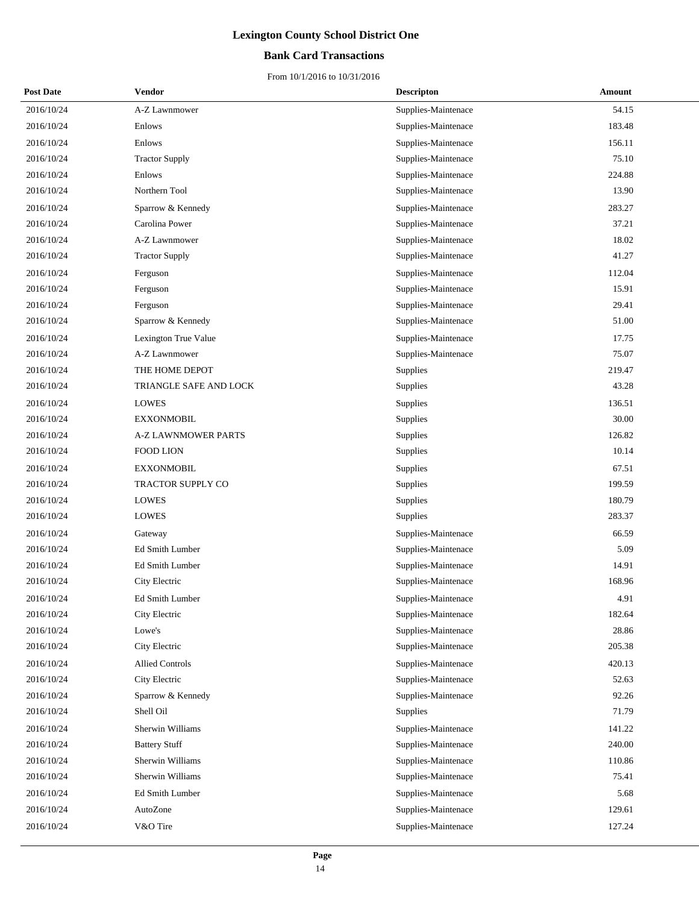# Lexington County School District One

## Bank Card Transactions

From 10/1/2016 to 10/31/2016

| Post Date | Vendor | Descripton | Amount |
|---|---|---|---|
| 2016/10/24 | A-Z Lawnmower | Supplies-Maintenace | 54.15 |
| 2016/10/24 | Enlows | Supplies-Maintenace | 183.48 |
| 2016/10/24 | Enlows | Supplies-Maintenace | 156.11 |
| 2016/10/24 | Tractor Supply | Supplies-Maintenace | 75.10 |
| 2016/10/24 | Enlows | Supplies-Maintenace | 224.88 |
| 2016/10/24 | Northern Tool | Supplies-Maintenace | 13.90 |
| 2016/10/24 | Sparrow & Kennedy | Supplies-Maintenace | 283.27 |
| 2016/10/24 | Carolina Power | Supplies-Maintenace | 37.21 |
| 2016/10/24 | A-Z Lawnmower | Supplies-Maintenace | 18.02 |
| 2016/10/24 | Tractor Supply | Supplies-Maintenace | 41.27 |
| 2016/10/24 | Ferguson | Supplies-Maintenace | 112.04 |
| 2016/10/24 | Ferguson | Supplies-Maintenace | 15.91 |
| 2016/10/24 | Ferguson | Supplies-Maintenace | 29.41 |
| 2016/10/24 | Sparrow & Kennedy | Supplies-Maintenace | 51.00 |
| 2016/10/24 | Lexington True Value | Supplies-Maintenace | 17.75 |
| 2016/10/24 | A-Z Lawnmower | Supplies-Maintenace | 75.07 |
| 2016/10/24 | THE HOME DEPOT | Supplies | 219.47 |
| 2016/10/24 | TRIANGLE SAFE AND LOCK | Supplies | 43.28 |
| 2016/10/24 | LOWES | Supplies | 136.51 |
| 2016/10/24 | EXXONMOBIL | Supplies | 30.00 |
| 2016/10/24 | A-Z LAWNMOWER PARTS | Supplies | 126.82 |
| 2016/10/24 | FOOD LION | Supplies | 10.14 |
| 2016/10/24 | EXXONMOBIL | Supplies | 67.51 |
| 2016/10/24 | TRACTOR SUPPLY CO | Supplies | 199.59 |
| 2016/10/24 | LOWES | Supplies | 180.79 |
| 2016/10/24 | LOWES | Supplies | 283.37 |
| 2016/10/24 | Gateway | Supplies-Maintenace | 66.59 |
| 2016/10/24 | Ed Smith Lumber | Supplies-Maintenace | 5.09 |
| 2016/10/24 | Ed Smith Lumber | Supplies-Maintenace | 14.91 |
| 2016/10/24 | City Electric | Supplies-Maintenace | 168.96 |
| 2016/10/24 | Ed Smith Lumber | Supplies-Maintenace | 4.91 |
| 2016/10/24 | City Electric | Supplies-Maintenace | 182.64 |
| 2016/10/24 | Lowe's | Supplies-Maintenace | 28.86 |
| 2016/10/24 | City Electric | Supplies-Maintenace | 205.38 |
| 2016/10/24 | Allied Controls | Supplies-Maintenace | 420.13 |
| 2016/10/24 | City Electric | Supplies-Maintenace | 52.63 |
| 2016/10/24 | Sparrow & Kennedy | Supplies-Maintenace | 92.26 |
| 2016/10/24 | Shell Oil | Supplies | 71.79 |
| 2016/10/24 | Sherwin Williams | Supplies-Maintenace | 141.22 |
| 2016/10/24 | Battery Stuff | Supplies-Maintenace | 240.00 |
| 2016/10/24 | Sherwin Williams | Supplies-Maintenace | 110.86 |
| 2016/10/24 | Sherwin Williams | Supplies-Maintenace | 75.41 |
| 2016/10/24 | Ed Smith Lumber | Supplies-Maintenace | 5.68 |
| 2016/10/24 | AutoZone | Supplies-Maintenace | 129.61 |
| 2016/10/24 | V&O Tire | Supplies-Maintenace | 127.24 |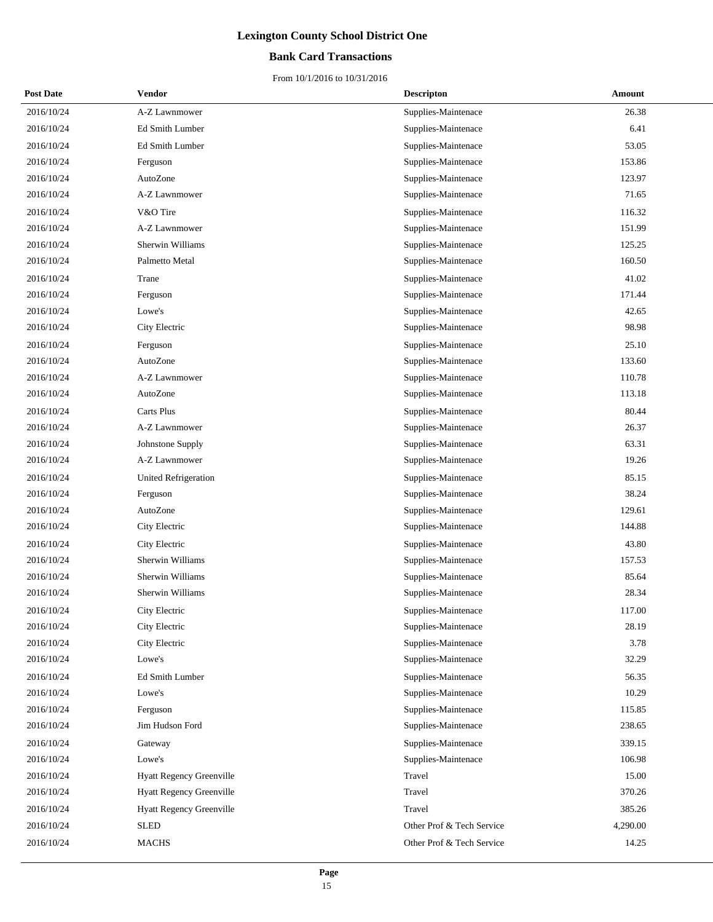# Lexington County School District One

## Bank Card Transactions

From 10/1/2016 to 10/31/2016

| Post Date | Vendor | Descripton | Amount |
|---|---|---|---|
| 2016/10/24 | A-Z Lawnmower | Supplies-Maintenace | 26.38 |
| 2016/10/24 | Ed Smith Lumber | Supplies-Maintenace | 6.41 |
| 2016/10/24 | Ed Smith Lumber | Supplies-Maintenace | 53.05 |
| 2016/10/24 | Ferguson | Supplies-Maintenace | 153.86 |
| 2016/10/24 | AutoZone | Supplies-Maintenace | 123.97 |
| 2016/10/24 | A-Z Lawnmower | Supplies-Maintenace | 71.65 |
| 2016/10/24 | V&O Tire | Supplies-Maintenace | 116.32 |
| 2016/10/24 | A-Z Lawnmower | Supplies-Maintenace | 151.99 |
| 2016/10/24 | Sherwin Williams | Supplies-Maintenace | 125.25 |
| 2016/10/24 | Palmetto Metal | Supplies-Maintenace | 160.50 |
| 2016/10/24 | Trane | Supplies-Maintenace | 41.02 |
| 2016/10/24 | Ferguson | Supplies-Maintenace | 171.44 |
| 2016/10/24 | Lowe's | Supplies-Maintenace | 42.65 |
| 2016/10/24 | City Electric | Supplies-Maintenace | 98.98 |
| 2016/10/24 | Ferguson | Supplies-Maintenace | 25.10 |
| 2016/10/24 | AutoZone | Supplies-Maintenace | 133.60 |
| 2016/10/24 | A-Z Lawnmower | Supplies-Maintenace | 110.78 |
| 2016/10/24 | AutoZone | Supplies-Maintenace | 113.18 |
| 2016/10/24 | Carts Plus | Supplies-Maintenace | 80.44 |
| 2016/10/24 | A-Z Lawnmower | Supplies-Maintenace | 26.37 |
| 2016/10/24 | Johnstone Supply | Supplies-Maintenace | 63.31 |
| 2016/10/24 | A-Z Lawnmower | Supplies-Maintenace | 19.26 |
| 2016/10/24 | United Refrigeration | Supplies-Maintenace | 85.15 |
| 2016/10/24 | Ferguson | Supplies-Maintenace | 38.24 |
| 2016/10/24 | AutoZone | Supplies-Maintenace | 129.61 |
| 2016/10/24 | City Electric | Supplies-Maintenace | 144.88 |
| 2016/10/24 | City Electric | Supplies-Maintenace | 43.80 |
| 2016/10/24 | Sherwin Williams | Supplies-Maintenace | 157.53 |
| 2016/10/24 | Sherwin Williams | Supplies-Maintenace | 85.64 |
| 2016/10/24 | Sherwin Williams | Supplies-Maintenace | 28.34 |
| 2016/10/24 | City Electric | Supplies-Maintenace | 117.00 |
| 2016/10/24 | City Electric | Supplies-Maintenace | 28.19 |
| 2016/10/24 | City Electric | Supplies-Maintenace | 3.78 |
| 2016/10/24 | Lowe's | Supplies-Maintenace | 32.29 |
| 2016/10/24 | Ed Smith Lumber | Supplies-Maintenace | 56.35 |
| 2016/10/24 | Lowe's | Supplies-Maintenace | 10.29 |
| 2016/10/24 | Ferguson | Supplies-Maintenace | 115.85 |
| 2016/10/24 | Jim Hudson Ford | Supplies-Maintenace | 238.65 |
| 2016/10/24 | Gateway | Supplies-Maintenace | 339.15 |
| 2016/10/24 | Lowe's | Supplies-Maintenace | 106.98 |
| 2016/10/24 | Hyatt Regency Greenville | Travel | 15.00 |
| 2016/10/24 | Hyatt Regency Greenville | Travel | 370.26 |
| 2016/10/24 | Hyatt Regency Greenville | Travel | 385.26 |
| 2016/10/24 | SLED | Other Prof & Tech Service | 4,290.00 |
| 2016/10/24 | MACHS | Other Prof & Tech Service | 14.25 |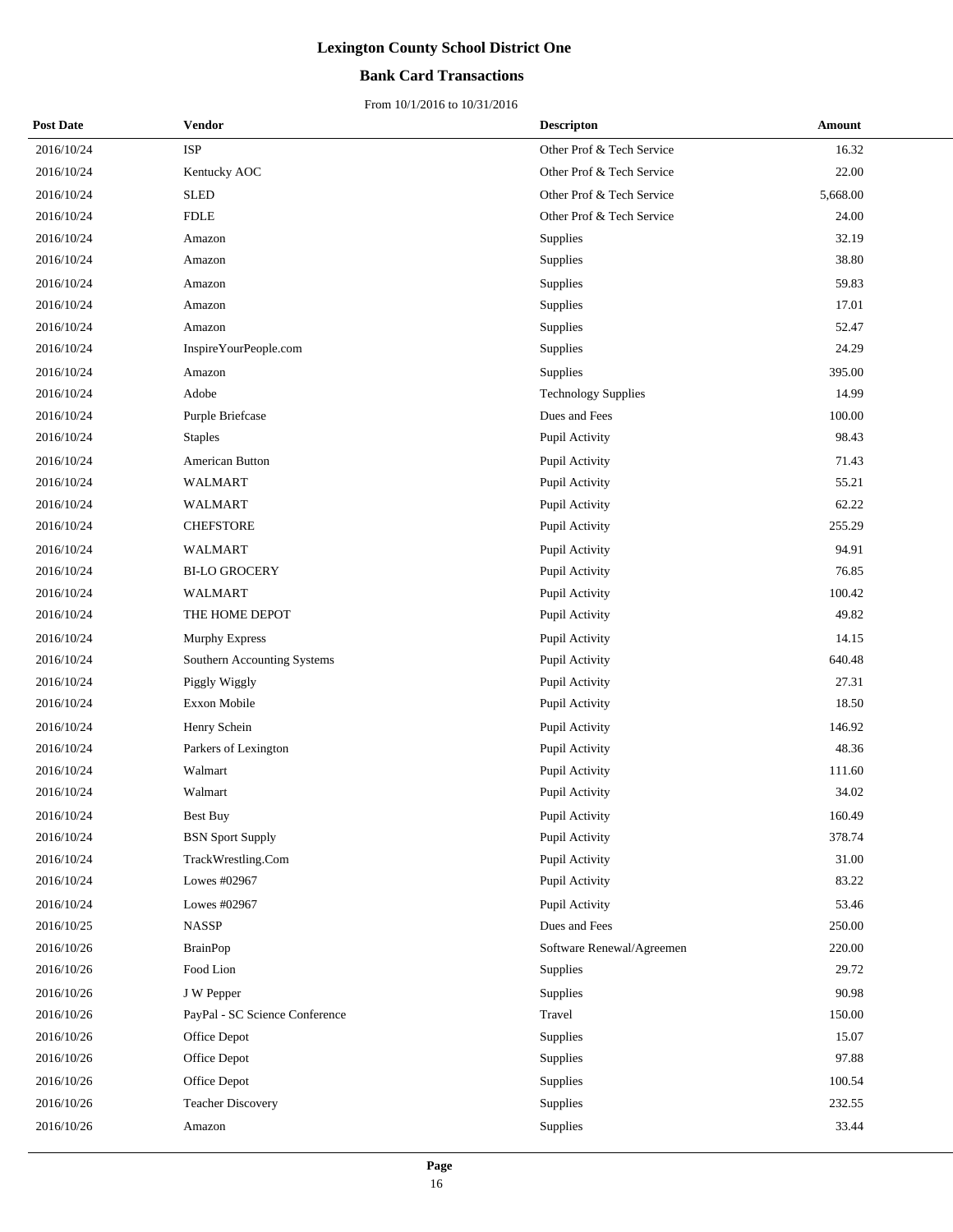# Lexington County School District One

## Bank Card Transactions

From 10/1/2016 to 10/31/2016

| Post Date | Vendor | Descripton | Amount |
|---|---|---|---|
| 2016/10/24 | ISP | Other Prof & Tech Service | 16.32 |
| 2016/10/24 | Kentucky AOC | Other Prof & Tech Service | 22.00 |
| 2016/10/24 | SLED | Other Prof & Tech Service | 5,668.00 |
| 2016/10/24 | FDLE | Other Prof & Tech Service | 24.00 |
| 2016/10/24 | Amazon | Supplies | 32.19 |
| 2016/10/24 | Amazon | Supplies | 38.80 |
| 2016/10/24 | Amazon | Supplies | 59.83 |
| 2016/10/24 | Amazon | Supplies | 17.01 |
| 2016/10/24 | Amazon | Supplies | 52.47 |
| 2016/10/24 | InspireYourPeople.com | Supplies | 24.29 |
| 2016/10/24 | Amazon | Supplies | 395.00 |
| 2016/10/24 | Adobe | Technology Supplies | 14.99 |
| 2016/10/24 | Purple Briefcase | Dues and Fees | 100.00 |
| 2016/10/24 | Staples | Pupil Activity | 98.43 |
| 2016/10/24 | American Button | Pupil Activity | 71.43 |
| 2016/10/24 | WALMART | Pupil Activity | 55.21 |
| 2016/10/24 | WALMART | Pupil Activity | 62.22 |
| 2016/10/24 | CHEFSTORE | Pupil Activity | 255.29 |
| 2016/10/24 | WALMART | Pupil Activity | 94.91 |
| 2016/10/24 | BI-LO GROCERY | Pupil Activity | 76.85 |
| 2016/10/24 | WALMART | Pupil Activity | 100.42 |
| 2016/10/24 | THE HOME DEPOT | Pupil Activity | 49.82 |
| 2016/10/24 | Murphy Express | Pupil Activity | 14.15 |
| 2016/10/24 | Southern Accounting Systems | Pupil Activity | 640.48 |
| 2016/10/24 | Piggly Wiggly | Pupil Activity | 27.31 |
| 2016/10/24 | Exxon Mobile | Pupil Activity | 18.50 |
| 2016/10/24 | Henry Schein | Pupil Activity | 146.92 |
| 2016/10/24 | Parkers of Lexington | Pupil Activity | 48.36 |
| 2016/10/24 | Walmart | Pupil Activity | 111.60 |
| 2016/10/24 | Walmart | Pupil Activity | 34.02 |
| 2016/10/24 | Best Buy | Pupil Activity | 160.49 |
| 2016/10/24 | BSN Sport Supply | Pupil Activity | 378.74 |
| 2016/10/24 | TrackWrestling.Com | Pupil Activity | 31.00 |
| 2016/10/24 | Lowes #02967 | Pupil Activity | 83.22 |
| 2016/10/24 | Lowes #02967 | Pupil Activity | 53.46 |
| 2016/10/25 | NASSP | Dues and Fees | 250.00 |
| 2016/10/26 | BrainPop | Software Renewal/Agreemen | 220.00 |
| 2016/10/26 | Food Lion | Supplies | 29.72 |
| 2016/10/26 | J W Pepper | Supplies | 90.98 |
| 2016/10/26 | PayPal - SC Science Conference | Travel | 150.00 |
| 2016/10/26 | Office Depot | Supplies | 15.07 |
| 2016/10/26 | Office Depot | Supplies | 97.88 |
| 2016/10/26 | Office Depot | Supplies | 100.54 |
| 2016/10/26 | Teacher Discovery | Supplies | 232.55 |
| 2016/10/26 | Amazon | Supplies | 33.44 |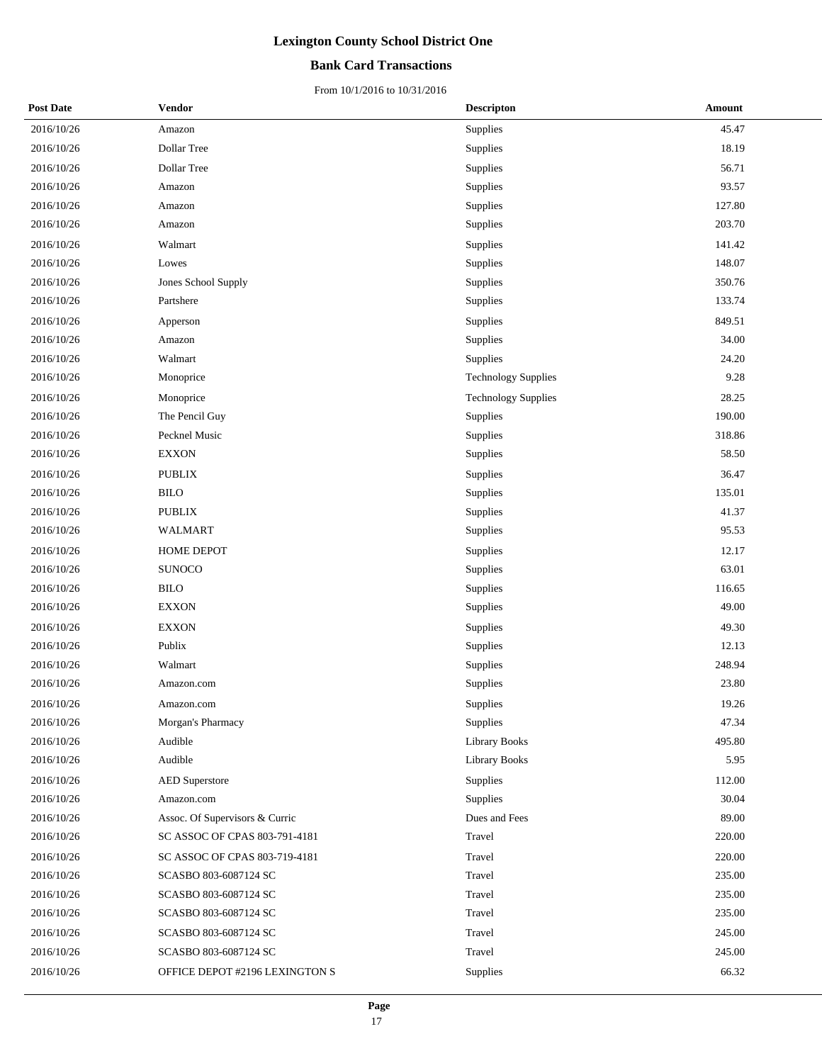# Lexington County School District One

## Bank Card Transactions

From 10/1/2016 to 10/31/2016

| Post Date | Vendor | Descripton | Amount |
|---|---|---|---|
| 2016/10/26 | Amazon | Supplies | 45.47 |
| 2016/10/26 | Dollar Tree | Supplies | 18.19 |
| 2016/10/26 | Dollar Tree | Supplies | 56.71 |
| 2016/10/26 | Amazon | Supplies | 93.57 |
| 2016/10/26 | Amazon | Supplies | 127.80 |
| 2016/10/26 | Amazon | Supplies | 203.70 |
| 2016/10/26 | Walmart | Supplies | 141.42 |
| 2016/10/26 | Lowes | Supplies | 148.07 |
| 2016/10/26 | Jones School Supply | Supplies | 350.76 |
| 2016/10/26 | Partshere | Supplies | 133.74 |
| 2016/10/26 | Apperson | Supplies | 849.51 |
| 2016/10/26 | Amazon | Supplies | 34.00 |
| 2016/10/26 | Walmart | Supplies | 24.20 |
| 2016/10/26 | Monoprice | Technology Supplies | 9.28 |
| 2016/10/26 | Monoprice | Technology Supplies | 28.25 |
| 2016/10/26 | The Pencil Guy | Supplies | 190.00 |
| 2016/10/26 | Pecknel Music | Supplies | 318.86 |
| 2016/10/26 | EXXON | Supplies | 58.50 |
| 2016/10/26 | PUBLIX | Supplies | 36.47 |
| 2016/10/26 | BILO | Supplies | 135.01 |
| 2016/10/26 | PUBLIX | Supplies | 41.37 |
| 2016/10/26 | WALMART | Supplies | 95.53 |
| 2016/10/26 | HOME DEPOT | Supplies | 12.17 |
| 2016/10/26 | SUNOCO | Supplies | 63.01 |
| 2016/10/26 | BILO | Supplies | 116.65 |
| 2016/10/26 | EXXON | Supplies | 49.00 |
| 2016/10/26 | EXXON | Supplies | 49.30 |
| 2016/10/26 | Publix | Supplies | 12.13 |
| 2016/10/26 | Walmart | Supplies | 248.94 |
| 2016/10/26 | Amazon.com | Supplies | 23.80 |
| 2016/10/26 | Amazon.com | Supplies | 19.26 |
| 2016/10/26 | Morgan's Pharmacy | Supplies | 47.34 |
| 2016/10/26 | Audible | Library Books | 495.80 |
| 2016/10/26 | Audible | Library Books | 5.95 |
| 2016/10/26 | AED Superstore | Supplies | 112.00 |
| 2016/10/26 | Amazon.com | Supplies | 30.04 |
| 2016/10/26 | Assoc. Of Supervisors & Curric | Dues and Fees | 89.00 |
| 2016/10/26 | SC ASSOC OF CPAS 803-791-4181 | Travel | 220.00 |
| 2016/10/26 | SC ASSOC OF CPAS 803-719-4181 | Travel | 220.00 |
| 2016/10/26 | SCASBO 803-6087124 SC | Travel | 235.00 |
| 2016/10/26 | SCASBO 803-6087124 SC | Travel | 235.00 |
| 2016/10/26 | SCASBO 803-6087124 SC | Travel | 235.00 |
| 2016/10/26 | SCASBO 803-6087124 SC | Travel | 245.00 |
| 2016/10/26 | SCASBO 803-6087124 SC | Travel | 245.00 |
| 2016/10/26 | OFFICE DEPOT #2196 LEXINGTON S | Supplies | 66.32 |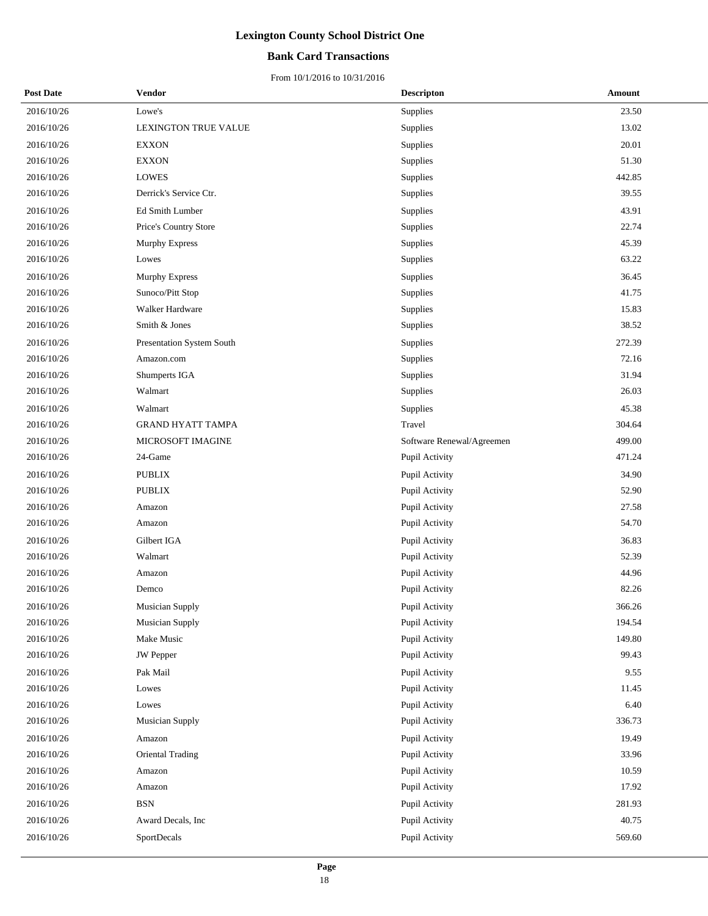# Lexington County School District One

## Bank Card Transactions

From 10/1/2016 to 10/31/2016

| Post Date | Vendor | Descripton | Amount |
|---|---|---|---|
| 2016/10/26 | Lowe's | Supplies | 23.50 |
| 2016/10/26 | LEXINGTON TRUE VALUE | Supplies | 13.02 |
| 2016/10/26 | EXXON | Supplies | 20.01 |
| 2016/10/26 | EXXON | Supplies | 51.30 |
| 2016/10/26 | LOWES | Supplies | 442.85 |
| 2016/10/26 | Derrick's Service Ctr. | Supplies | 39.55 |
| 2016/10/26 | Ed Smith Lumber | Supplies | 43.91 |
| 2016/10/26 | Price's Country Store | Supplies | 22.74 |
| 2016/10/26 | Murphy Express | Supplies | 45.39 |
| 2016/10/26 | Lowes | Supplies | 63.22 |
| 2016/10/26 | Murphy Express | Supplies | 36.45 |
| 2016/10/26 | Sunoco/Pitt Stop | Supplies | 41.75 |
| 2016/10/26 | Walker Hardware | Supplies | 15.83 |
| 2016/10/26 | Smith & Jones | Supplies | 38.52 |
| 2016/10/26 | Presentation System South | Supplies | 272.39 |
| 2016/10/26 | Amazon.com | Supplies | 72.16 |
| 2016/10/26 | Shumperts IGA | Supplies | 31.94 |
| 2016/10/26 | Walmart | Supplies | 26.03 |
| 2016/10/26 | Walmart | Supplies | 45.38 |
| 2016/10/26 | GRAND HYATT TAMPA | Travel | 304.64 |
| 2016/10/26 | MICROSOFT IMAGINE | Software Renewal/Agreemen | 499.00 |
| 2016/10/26 | 24-Game | Pupil Activity | 471.24 |
| 2016/10/26 | PUBLIX | Pupil Activity | 34.90 |
| 2016/10/26 | PUBLIX | Pupil Activity | 52.90 |
| 2016/10/26 | Amazon | Pupil Activity | 27.58 |
| 2016/10/26 | Amazon | Pupil Activity | 54.70 |
| 2016/10/26 | Gilbert IGA | Pupil Activity | 36.83 |
| 2016/10/26 | Walmart | Pupil Activity | 52.39 |
| 2016/10/26 | Amazon | Pupil Activity | 44.96 |
| 2016/10/26 | Demco | Pupil Activity | 82.26 |
| 2016/10/26 | Musician Supply | Pupil Activity | 366.26 |
| 2016/10/26 | Musician Supply | Pupil Activity | 194.54 |
| 2016/10/26 | Make Music | Pupil Activity | 149.80 |
| 2016/10/26 | JW Pepper | Pupil Activity | 99.43 |
| 2016/10/26 | Pak Mail | Pupil Activity | 9.55 |
| 2016/10/26 | Lowes | Pupil Activity | 11.45 |
| 2016/10/26 | Lowes | Pupil Activity | 6.40 |
| 2016/10/26 | Musician Supply | Pupil Activity | 336.73 |
| 2016/10/26 | Amazon | Pupil Activity | 19.49 |
| 2016/10/26 | Oriental Trading | Pupil Activity | 33.96 |
| 2016/10/26 | Amazon | Pupil Activity | 10.59 |
| 2016/10/26 | Amazon | Pupil Activity | 17.92 |
| 2016/10/26 | BSN | Pupil Activity | 281.93 |
| 2016/10/26 | Award Decals, Inc | Pupil Activity | 40.75 |
| 2016/10/26 | SportDecals | Pupil Activity | 569.60 |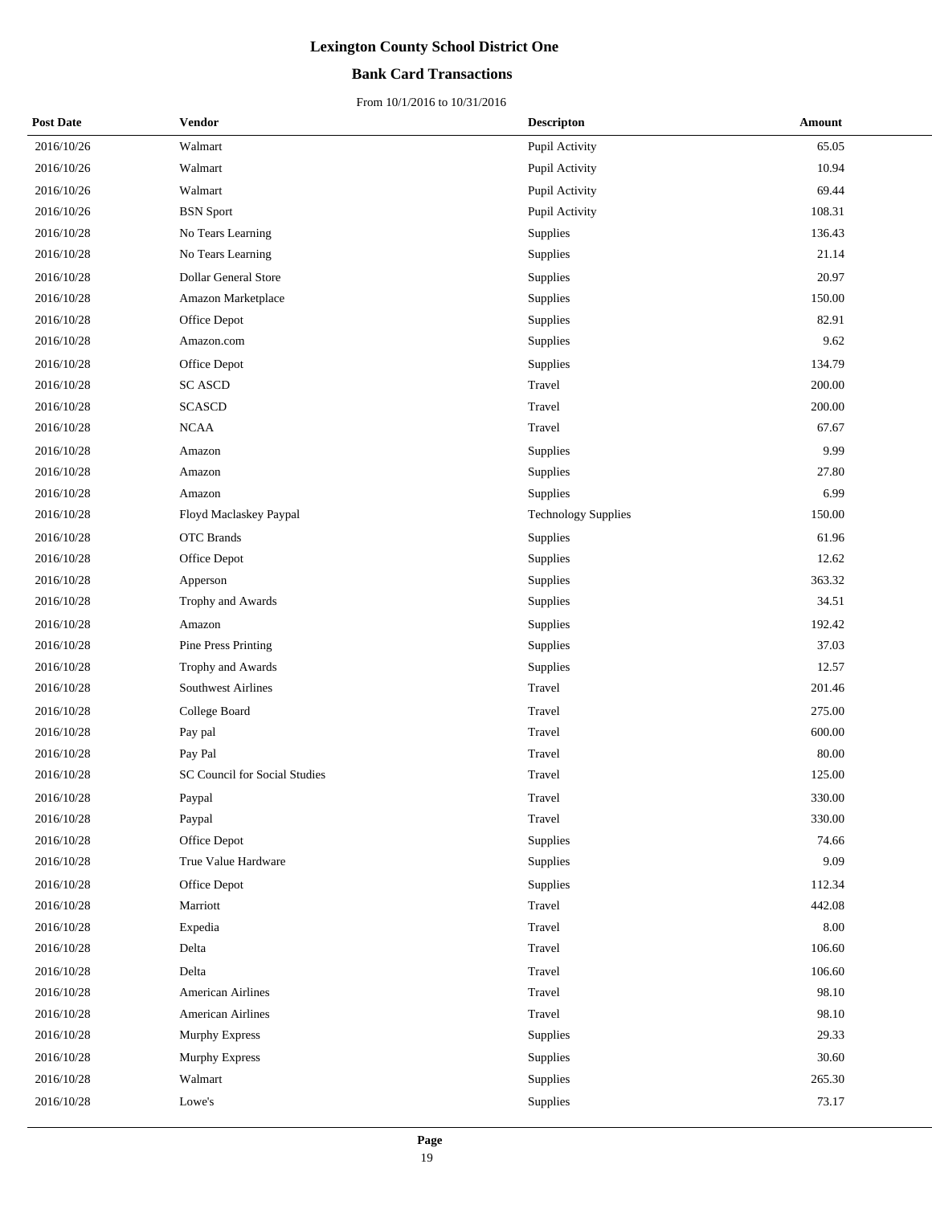# Lexington County School District One

## Bank Card Transactions

From 10/1/2016 to 10/31/2016

| Post Date | Vendor | Descripton | Amount |
|---|---|---|---|
| 2016/10/26 | Walmart | Pupil Activity | 65.05 |
| 2016/10/26 | Walmart | Pupil Activity | 10.94 |
| 2016/10/26 | Walmart | Pupil Activity | 69.44 |
| 2016/10/26 | BSN Sport | Pupil Activity | 108.31 |
| 2016/10/28 | No Tears Learning | Supplies | 136.43 |
| 2016/10/28 | No Tears Learning | Supplies | 21.14 |
| 2016/10/28 | Dollar General Store | Supplies | 20.97 |
| 2016/10/28 | Amazon Marketplace | Supplies | 150.00 |
| 2016/10/28 | Office Depot | Supplies | 82.91 |
| 2016/10/28 | Amazon.com | Supplies | 9.62 |
| 2016/10/28 | Office Depot | Supplies | 134.79 |
| 2016/10/28 | SC ASCD | Travel | 200.00 |
| 2016/10/28 | SCASCD | Travel | 200.00 |
| 2016/10/28 | NCAA | Travel | 67.67 |
| 2016/10/28 | Amazon | Supplies | 9.99 |
| 2016/10/28 | Amazon | Supplies | 27.80 |
| 2016/10/28 | Amazon | Supplies | 6.99 |
| 2016/10/28 | Floyd Maclaskey Paypal | Technology Supplies | 150.00 |
| 2016/10/28 | OTC Brands | Supplies | 61.96 |
| 2016/10/28 | Office Depot | Supplies | 12.62 |
| 2016/10/28 | Apperson | Supplies | 363.32 |
| 2016/10/28 | Trophy and Awards | Supplies | 34.51 |
| 2016/10/28 | Amazon | Supplies | 192.42 |
| 2016/10/28 | Pine Press Printing | Supplies | 37.03 |
| 2016/10/28 | Trophy and Awards | Supplies | 12.57 |
| 2016/10/28 | Southwest Airlines | Travel | 201.46 |
| 2016/10/28 | College Board | Travel | 275.00 |
| 2016/10/28 | Pay pal | Travel | 600.00 |
| 2016/10/28 | Pay Pal | Travel | 80.00 |
| 2016/10/28 | SC Council for Social Studies | Travel | 125.00 |
| 2016/10/28 | Paypal | Travel | 330.00 |
| 2016/10/28 | Paypal | Travel | 330.00 |
| 2016/10/28 | Office Depot | Supplies | 74.66 |
| 2016/10/28 | True Value Hardware | Supplies | 9.09 |
| 2016/10/28 | Office Depot | Supplies | 112.34 |
| 2016/10/28 | Marriott | Travel | 442.08 |
| 2016/10/28 | Expedia | Travel | 8.00 |
| 2016/10/28 | Delta | Travel | 106.60 |
| 2016/10/28 | Delta | Travel | 106.60 |
| 2016/10/28 | American Airlines | Travel | 98.10 |
| 2016/10/28 | American Airlines | Travel | 98.10 |
| 2016/10/28 | Murphy Express | Supplies | 29.33 |
| 2016/10/28 | Murphy Express | Supplies | 30.60 |
| 2016/10/28 | Walmart | Supplies | 265.30 |
| 2016/10/28 | Lowe's | Supplies | 73.17 |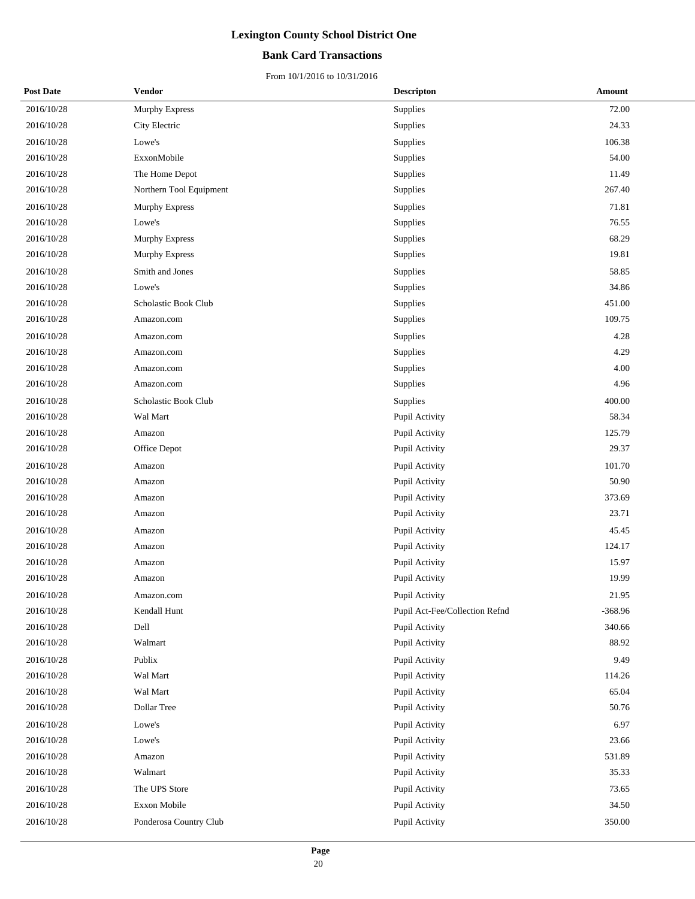# Lexington County School District One

## Bank Card Transactions

From 10/1/2016 to 10/31/2016

| Post Date | Vendor | Descripton | Amount |
|---|---|---|---|
| 2016/10/28 | Murphy Express | Supplies | 72.00 |
| 2016/10/28 | City Electric | Supplies | 24.33 |
| 2016/10/28 | Lowe's | Supplies | 106.38 |
| 2016/10/28 | ExxonMobile | Supplies | 54.00 |
| 2016/10/28 | The Home Depot | Supplies | 11.49 |
| 2016/10/28 | Northern Tool Equipment | Supplies | 267.40 |
| 2016/10/28 | Murphy Express | Supplies | 71.81 |
| 2016/10/28 | Lowe's | Supplies | 76.55 |
| 2016/10/28 | Murphy Express | Supplies | 68.29 |
| 2016/10/28 | Murphy Express | Supplies | 19.81 |
| 2016/10/28 | Smith and Jones | Supplies | 58.85 |
| 2016/10/28 | Lowe's | Supplies | 34.86 |
| 2016/10/28 | Scholastic Book Club | Supplies | 451.00 |
| 2016/10/28 | Amazon.com | Supplies | 109.75 |
| 2016/10/28 | Amazon.com | Supplies | 4.28 |
| 2016/10/28 | Amazon.com | Supplies | 4.29 |
| 2016/10/28 | Amazon.com | Supplies | 4.00 |
| 2016/10/28 | Amazon.com | Supplies | 4.96 |
| 2016/10/28 | Scholastic Book Club | Supplies | 400.00 |
| 2016/10/28 | Wal Mart | Pupil Activity | 58.34 |
| 2016/10/28 | Amazon | Pupil Activity | 125.79 |
| 2016/10/28 | Office Depot | Pupil Activity | 29.37 |
| 2016/10/28 | Amazon | Pupil Activity | 101.70 |
| 2016/10/28 | Amazon | Pupil Activity | 50.90 |
| 2016/10/28 | Amazon | Pupil Activity | 373.69 |
| 2016/10/28 | Amazon | Pupil Activity | 23.71 |
| 2016/10/28 | Amazon | Pupil Activity | 45.45 |
| 2016/10/28 | Amazon | Pupil Activity | 124.17 |
| 2016/10/28 | Amazon | Pupil Activity | 15.97 |
| 2016/10/28 | Amazon | Pupil Activity | 19.99 |
| 2016/10/28 | Amazon.com | Pupil Activity | 21.95 |
| 2016/10/28 | Kendall Hunt | Pupil Act-Fee/Collection Refnd | -368.96 |
| 2016/10/28 | Dell | Pupil Activity | 340.66 |
| 2016/10/28 | Walmart | Pupil Activity | 88.92 |
| 2016/10/28 | Publix | Pupil Activity | 9.49 |
| 2016/10/28 | Wal Mart | Pupil Activity | 114.26 |
| 2016/10/28 | Wal Mart | Pupil Activity | 65.04 |
| 2016/10/28 | Dollar Tree | Pupil Activity | 50.76 |
| 2016/10/28 | Lowe's | Pupil Activity | 6.97 |
| 2016/10/28 | Lowe's | Pupil Activity | 23.66 |
| 2016/10/28 | Amazon | Pupil Activity | 531.89 |
| 2016/10/28 | Walmart | Pupil Activity | 35.33 |
| 2016/10/28 | The UPS Store | Pupil Activity | 73.65 |
| 2016/10/28 | Exxon Mobile | Pupil Activity | 34.50 |
| 2016/10/28 | Ponderosa Country Club | Pupil Activity | 350.00 |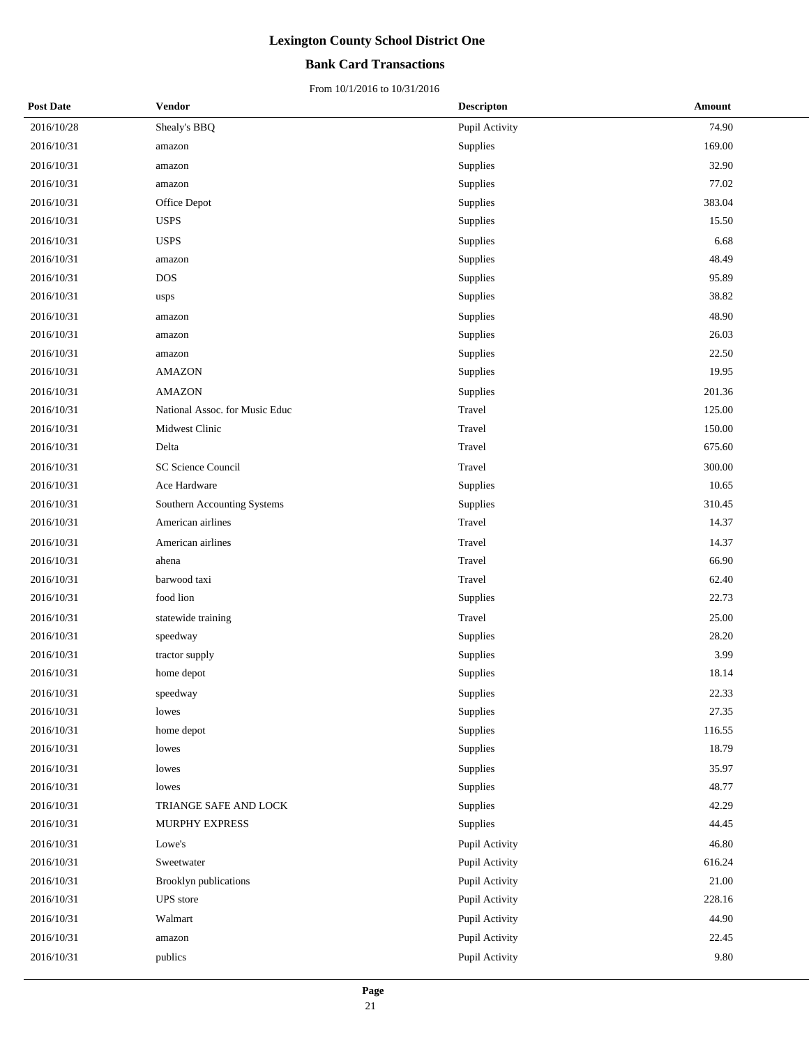# Lexington County School District One

## Bank Card Transactions

From 10/1/2016 to 10/31/2016

| Post Date | Vendor | Descripton | Amount |
|---|---|---|---|
| 2016/10/28 | Shealy's BBQ | Pupil Activity | 74.90 |
| 2016/10/31 | amazon | Supplies | 169.00 |
| 2016/10/31 | amazon | Supplies | 32.90 |
| 2016/10/31 | amazon | Supplies | 77.02 |
| 2016/10/31 | Office Depot | Supplies | 383.04 |
| 2016/10/31 | USPS | Supplies | 15.50 |
| 2016/10/31 | USPS | Supplies | 6.68 |
| 2016/10/31 | amazon | Supplies | 48.49 |
| 2016/10/31 | DOS | Supplies | 95.89 |
| 2016/10/31 | usps | Supplies | 38.82 |
| 2016/10/31 | amazon | Supplies | 48.90 |
| 2016/10/31 | amazon | Supplies | 26.03 |
| 2016/10/31 | amazon | Supplies | 22.50 |
| 2016/10/31 | AMAZON | Supplies | 19.95 |
| 2016/10/31 | AMAZON | Supplies | 201.36 |
| 2016/10/31 | National Assoc. for Music Educ | Travel | 125.00 |
| 2016/10/31 | Midwest Clinic | Travel | 150.00 |
| 2016/10/31 | Delta | Travel | 675.60 |
| 2016/10/31 | SC Science Council | Travel | 300.00 |
| 2016/10/31 | Ace Hardware | Supplies | 10.65 |
| 2016/10/31 | Southern Accounting Systems | Supplies | 310.45 |
| 2016/10/31 | American airlines | Travel | 14.37 |
| 2016/10/31 | American airlines | Travel | 14.37 |
| 2016/10/31 | ahena | Travel | 66.90 |
| 2016/10/31 | barwood taxi | Travel | 62.40 |
| 2016/10/31 | food lion | Supplies | 22.73 |
| 2016/10/31 | statewide training | Travel | 25.00 |
| 2016/10/31 | speedway | Supplies | 28.20 |
| 2016/10/31 | tractor supply | Supplies | 3.99 |
| 2016/10/31 | home depot | Supplies | 18.14 |
| 2016/10/31 | speedway | Supplies | 22.33 |
| 2016/10/31 | lowes | Supplies | 27.35 |
| 2016/10/31 | home depot | Supplies | 116.55 |
| 2016/10/31 | lowes | Supplies | 18.79 |
| 2016/10/31 | lowes | Supplies | 35.97 |
| 2016/10/31 | lowes | Supplies | 48.77 |
| 2016/10/31 | TRIANGE SAFE AND LOCK | Supplies | 42.29 |
| 2016/10/31 | MURPHY EXPRESS | Supplies | 44.45 |
| 2016/10/31 | Lowe's | Pupil Activity | 46.80 |
| 2016/10/31 | Sweetwater | Pupil Activity | 616.24 |
| 2016/10/31 | Brooklyn publications | Pupil Activity | 21.00 |
| 2016/10/31 | UPS store | Pupil Activity | 228.16 |
| 2016/10/31 | Walmart | Pupil Activity | 44.90 |
| 2016/10/31 | amazon | Pupil Activity | 22.45 |
| 2016/10/31 | publics | Pupil Activity | 9.80 |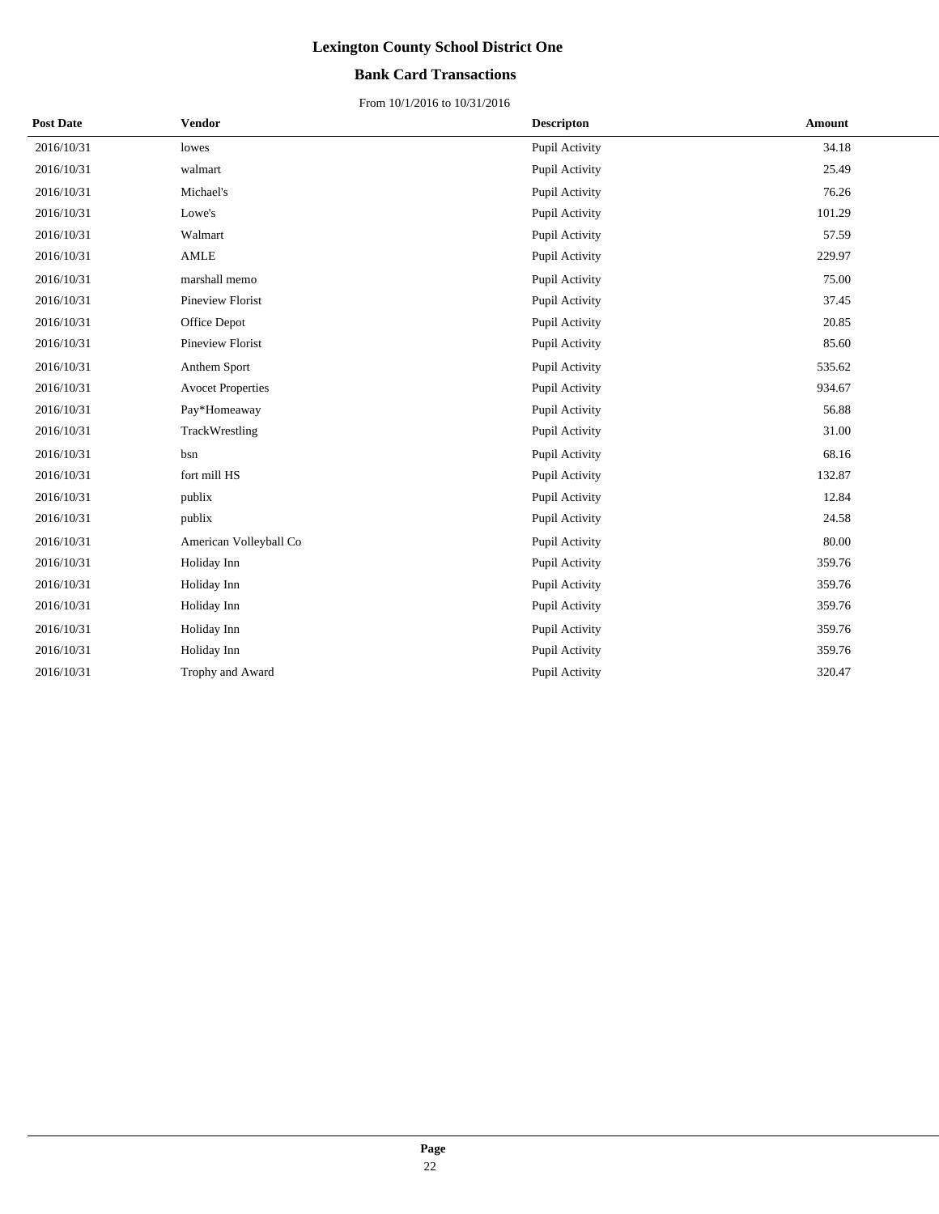# Lexington County School District One

## Bank Card Transactions

From 10/1/2016 to 10/31/2016

| Post Date | Vendor | Descripton | Amount |
|---|---|---|---|
| 2016/10/31 | lowes | Pupil Activity | 34.18 |
| 2016/10/31 | walmart | Pupil Activity | 25.49 |
| 2016/10/31 | Michael's | Pupil Activity | 76.26 |
| 2016/10/31 | Lowe's | Pupil Activity | 101.29 |
| 2016/10/31 | Walmart | Pupil Activity | 57.59 |
| 2016/10/31 | AMLE | Pupil Activity | 229.97 |
| 2016/10/31 | marshall memo | Pupil Activity | 75.00 |
| 2016/10/31 | Pineview Florist | Pupil Activity | 37.45 |
| 2016/10/31 | Office Depot | Pupil Activity | 20.85 |
| 2016/10/31 | Pineview Florist | Pupil Activity | 85.60 |
| 2016/10/31 | Anthem Sport | Pupil Activity | 535.62 |
| 2016/10/31 | Avocet Properties | Pupil Activity | 934.67 |
| 2016/10/31 | Pay*Homeaway | Pupil Activity | 56.88 |
| 2016/10/31 | TrackWrestling | Pupil Activity | 31.00 |
| 2016/10/31 | bsn | Pupil Activity | 68.16 |
| 2016/10/31 | fort mill HS | Pupil Activity | 132.87 |
| 2016/10/31 | publix | Pupil Activity | 12.84 |
| 2016/10/31 | publix | Pupil Activity | 24.58 |
| 2016/10/31 | American Volleyball Co | Pupil Activity | 80.00 |
| 2016/10/31 | Holiday Inn | Pupil Activity | 359.76 |
| 2016/10/31 | Holiday Inn | Pupil Activity | 359.76 |
| 2016/10/31 | Holiday Inn | Pupil Activity | 359.76 |
| 2016/10/31 | Holiday Inn | Pupil Activity | 359.76 |
| 2016/10/31 | Holiday Inn | Pupil Activity | 359.76 |
| 2016/10/31 | Trophy and Award | Pupil Activity | 320.47 |